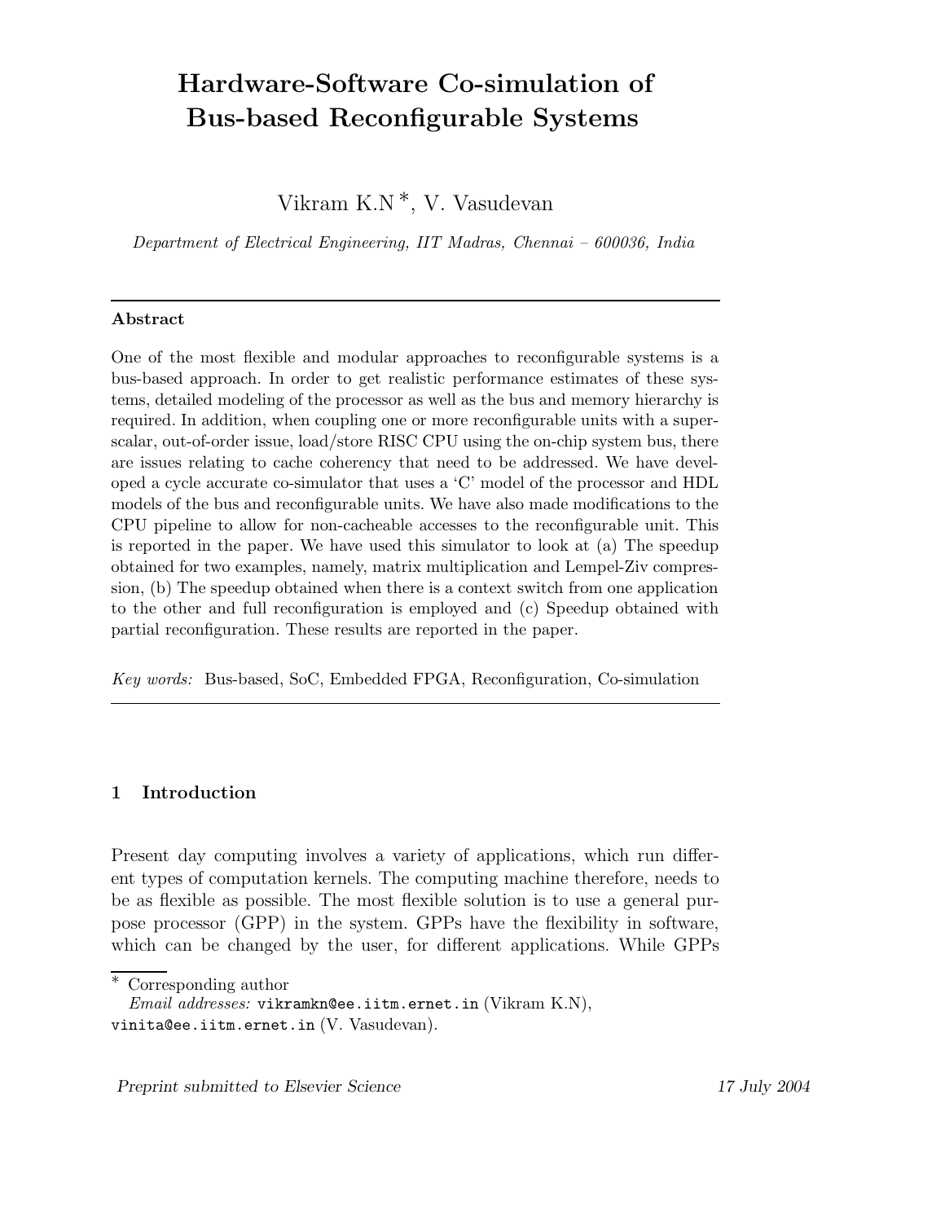# Hardware-Software Co-simulation of Bus-based Reconfigurable Systems

Vikram K.N [*], V. Vasudevan

*Department of Electrical Engineering, IIT Madras, Chennai – 600036, India*

---

**Abstract**

One of the most flexible and modular approaches to reconfigurable systems is a bus-based approach. In order to get realistic performance estimates of these systems, detailed modeling of the processor as well as the bus and memory hierarchy is required. In addition, when coupling one or more reconfigurable units with a superscalar, out-of-order issue, load/store RISC CPU using the on-chip system bus, there are issues relating to cache coherency that need to be addressed. We have developed a cycle accurate co-simulator that uses a 'C' model of the processor and HDL models of the bus and reconfigurable units. We have also made modifications to the CPU pipeline to allow for non-cacheable accesses to the reconfigurable unit. This is reported in the paper. We have used this simulator to look at (a) The speedup obtained for two examples, namely, matrix multiplication and Lempel-Ziv compression, (b) The speedup obtained when there is a context switch from one application to the other and full reconfiguration is employed and (c) Speedup obtained with partial reconfiguration. These results are reported in the paper.

*Key words:* Bus-based, SoC, Embedded FPGA, Reconfiguration, Co-simulation

---

## 1 Introduction

Present day computing involves a variety of applications, which run different types of computation kernels. The computing machine therefore, needs to be as flexible as possible. The most flexible solution is to use a general purpose processor (GPP) in the system. GPPs have the flexibility in software, which can be changed by the user, for different applications. While GPPs

[*] Corresponding author
*Email addresses:* vikramkn@ee.iitm.ernet.in (Vikram K.N), vinita@ee.iitm.ernet.in (V. Vasudevan).

*Preprint submitted to Elsevier Science* *17 July 2004*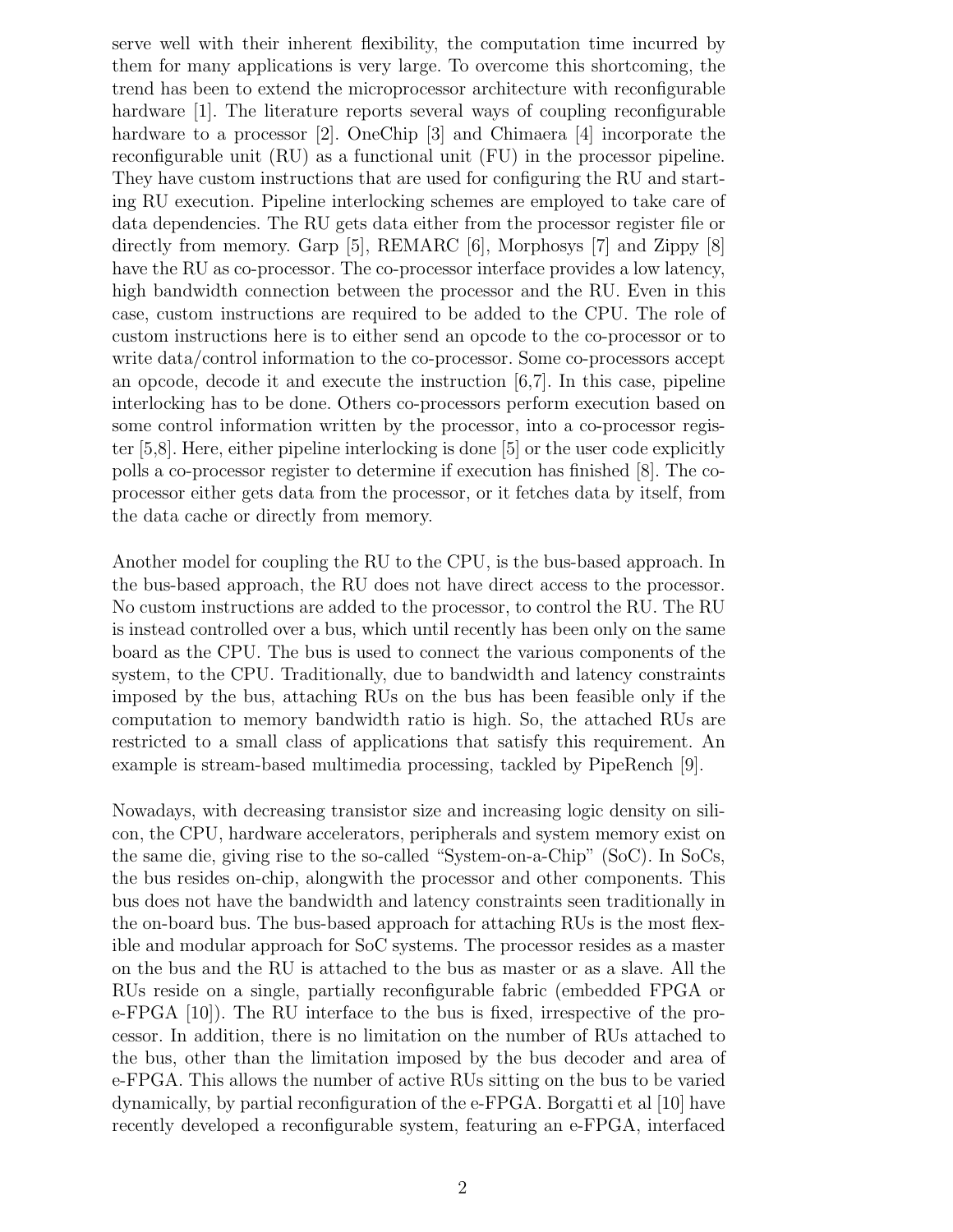serve well with their inherent flexibility, the computation time incurred by them for many applications is very large. To overcome this shortcoming, the trend has been to extend the microprocessor architecture with reconfigurable hardware [1]. The literature reports several ways of coupling reconfigurable hardware to a processor [2]. OneChip [3] and Chimaera [4] incorporate the reconfigurable unit (RU) as a functional unit (FU) in the processor pipeline. They have custom instructions that are used for configuring the RU and starting RU execution. Pipeline interlocking schemes are employed to take care of data dependencies. The RU gets data either from the processor register file or directly from memory. Garp [5], REMARC [6], Morphosys [7] and Zippy [8] have the RU as co-processor. The co-processor interface provides a low latency, high bandwidth connection between the processor and the RU. Even in this case, custom instructions are required to be added to the CPU. The role of custom instructions here is to either send an opcode to the co-processor or to write data/control information to the co-processor. Some co-processors accept an opcode, decode it and execute the instruction [6,7]. In this case, pipeline interlocking has to be done. Others co-processors perform execution based on some control information written by the processor, into a co-processor register [5,8]. Here, either pipeline interlocking is done [5] or the user code explicitly polls a co-processor register to determine if execution has finished [8]. The co-processor either gets data from the processor, or it fetches data by itself, from the data cache or directly from memory.

Another model for coupling the RU to the CPU, is the bus-based approach. In the bus-based approach, the RU does not have direct access to the processor. No custom instructions are added to the processor, to control the RU. The RU is instead controlled over a bus, which until recently has been only on the same board as the CPU. The bus is used to connect the various components of the system, to the CPU. Traditionally, due to bandwidth and latency constraints imposed by the bus, attaching RUs on the bus has been feasible only if the computation to memory bandwidth ratio is high. So, the attached RUs are restricted to a small class of applications that satisfy this requirement. An example is stream-based multimedia processing, tackled by PipeRench [9].

Nowadays, with decreasing transistor size and increasing logic density on silicon, the CPU, hardware accelerators, peripherals and system memory exist on the same die, giving rise to the so-called "System-on-a-Chip" (SoC). In SoCs, the bus resides on-chip, alongwith the processor and other components. This bus does not have the bandwidth and latency constraints seen traditionally in the on-board bus. The bus-based approach for attaching RUs is the most flexible and modular approach for SoC systems. The processor resides as a master on the bus and the RU is attached to the bus as master or as a slave. All the RUs reside on a single, partially reconfigurable fabric (embedded FPGA or e-FPGA [10]). The RU interface to the bus is fixed, irrespective of the processor. In addition, there is no limitation on the number of RUs attached to the bus, other than the limitation imposed by the bus decoder and area of e-FPGA. This allows the number of active RUs sitting on the bus to be varied dynamically, by partial reconfiguration of the e-FPGA. Borgatti et al [10] have recently developed a reconfigurable system, featuring an e-FPGA, interfaced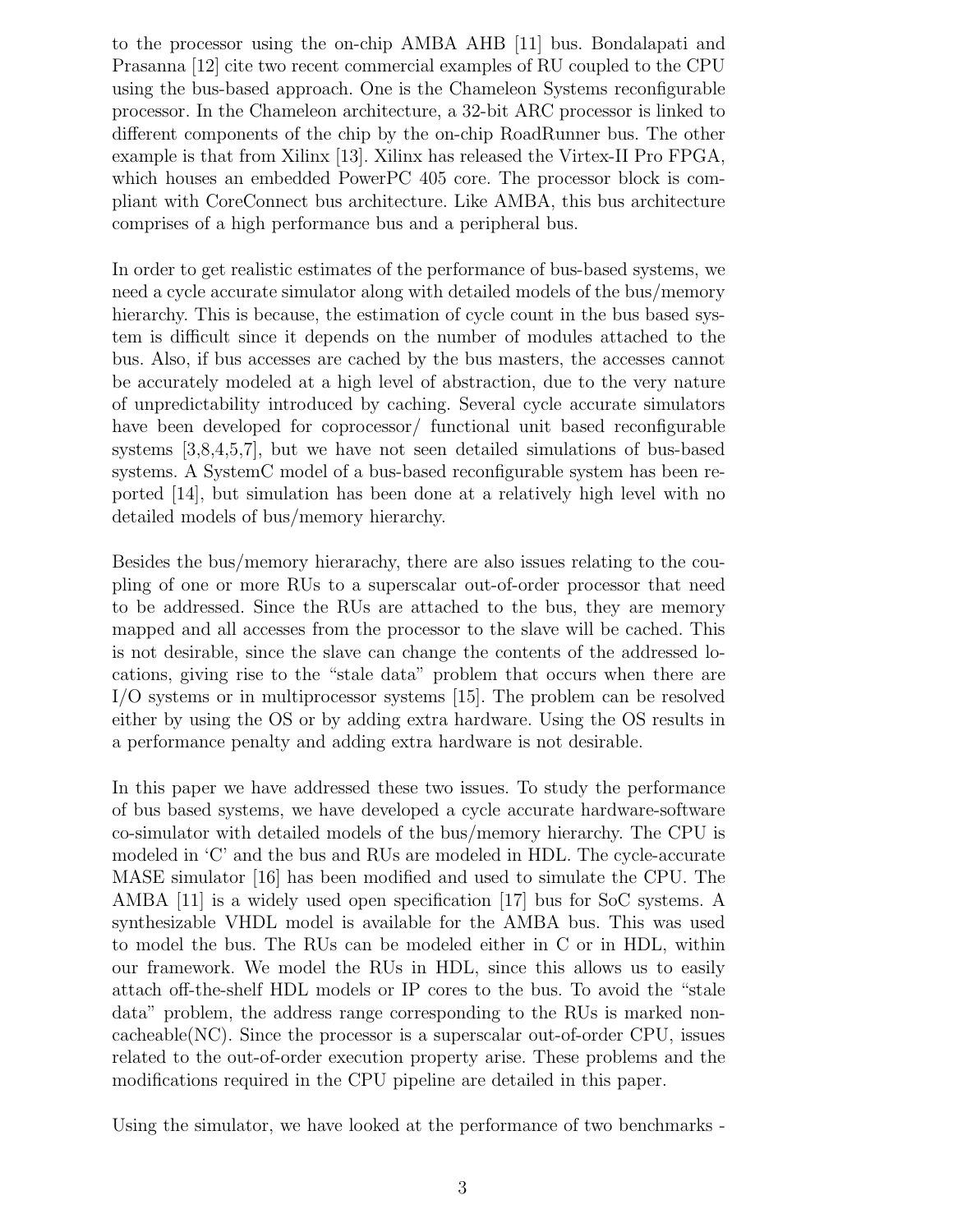to the processor using the on-chip AMBA AHB [11] bus. Bondalapati and Prasanna [12] cite two recent commercial examples of RU coupled to the CPU using the bus-based approach. One is the Chameleon Systems reconfigurable processor. In the Chameleon architecture, a 32-bit ARC processor is linked to different components of the chip by the on-chip RoadRunner bus. The other example is that from Xilinx [13]. Xilinx has released the Virtex-II Pro FPGA, which houses an embedded PowerPC 405 core. The processor block is compliant with CoreConnect bus architecture. Like AMBA, this bus architecture comprises of a high performance bus and a peripheral bus.

In order to get realistic estimates of the performance of bus-based systems, we need a cycle accurate simulator along with detailed models of the bus/memory hierarchy. This is because, the estimation of cycle count in the bus based system is difficult since it depends on the number of modules attached to the bus. Also, if bus accesses are cached by the bus masters, the accesses cannot be accurately modeled at a high level of abstraction, due to the very nature of unpredictability introduced by caching. Several cycle accurate simulators have been developed for coprocessor/ functional unit based reconfigurable systems [3,8,4,5,7], but we have not seen detailed simulations of bus-based systems. A SystemC model of a bus-based reconfigurable system has been reported [14], but simulation has been done at a relatively high level with no detailed models of bus/memory hierarchy.

Besides the bus/memory hierarachy, there are also issues relating to the coupling of one or more RUs to a superscalar out-of-order processor that need to be addressed. Since the RUs are attached to the bus, they are memory mapped and all accesses from the processor to the slave will be cached. This is not desirable, since the slave can change the contents of the addressed locations, giving rise to the "stale data" problem that occurs when there are I/O systems or in multiprocessor systems [15]. The problem can be resolved either by using the OS or by adding extra hardware. Using the OS results in a performance penalty and adding extra hardware is not desirable.

In this paper we have addressed these two issues. To study the performance of bus based systems, we have developed a cycle accurate hardware-software co-simulator with detailed models of the bus/memory hierarchy. The CPU is modeled in 'C' and the bus and RUs are modeled in HDL. The cycle-accurate MASE simulator [16] has been modified and used to simulate the CPU. The AMBA [11] is a widely used open specification [17] bus for SoC systems. A synthesizable VHDL model is available for the AMBA bus. This was used to model the bus. The RUs can be modeled either in C or in HDL, within our framework. We model the RUs in HDL, since this allows us to easily attach off-the-shelf HDL models or IP cores to the bus. To avoid the "stale data" problem, the address range corresponding to the RUs is marked non-cacheable(NC). Since the processor is a superscalar out-of-order CPU, issues related to the out-of-order execution property arise. These problems and the modifications required in the CPU pipeline are detailed in this paper.

Using the simulator, we have looked at the performance of two benchmarks -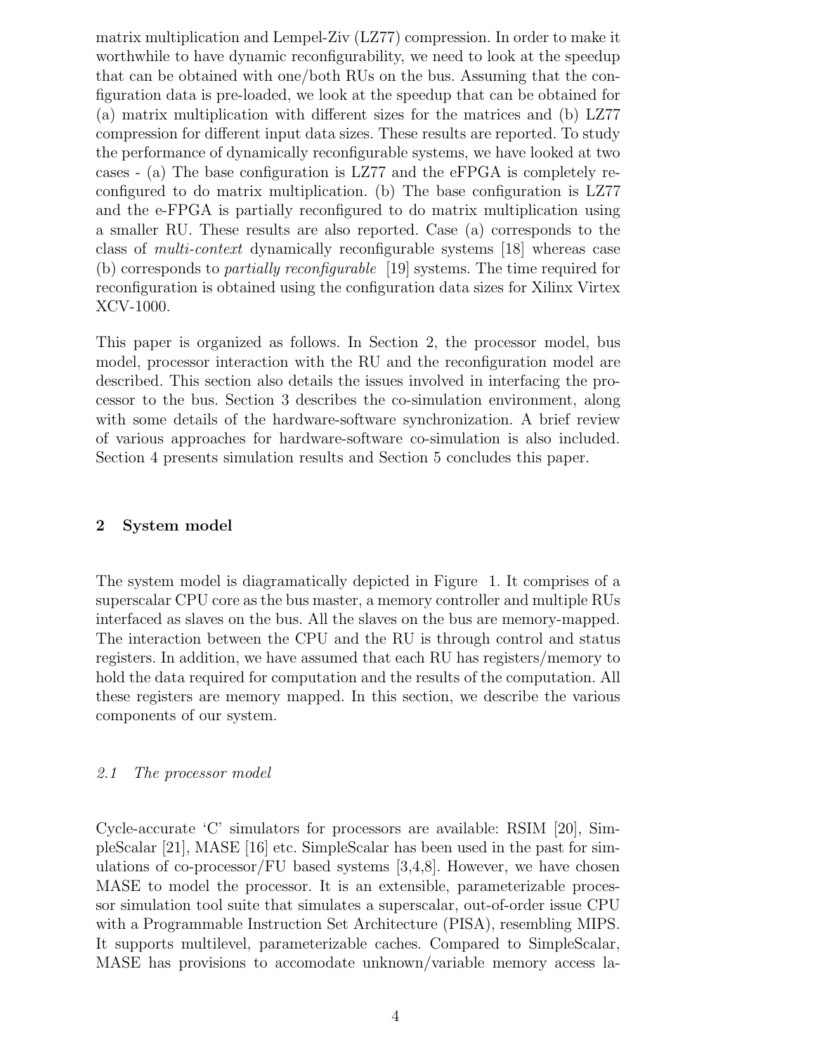matrix multiplication and Lempel-Ziv (LZ77) compression. In order to make it worthwhile to have dynamic reconfigurability, we need to look at the speedup that can be obtained with one/both RUs on the bus. Assuming that the configuration data is pre-loaded, we look at the speedup that can be obtained for (a) matrix multiplication with different sizes for the matrices and (b) LZ77 compression for different input data sizes. These results are reported. To study the performance of dynamically reconfigurable systems, we have looked at two cases - (a) The base configuration is LZ77 and the eFPGA is completely reconfigured to do matrix multiplication. (b) The base configuration is LZ77 and the e-FPGA is partially reconfigured to do matrix multiplication using a smaller RU. These results are also reported. Case (a) corresponds to the class of *multi-context* dynamically reconfigurable systems [18] whereas case (b) corresponds to *partially reconfigurable* [19] systems. The time required for reconfiguration is obtained using the configuration data sizes for Xilinx Virtex XCV-1000.

This paper is organized as follows. In Section 2, the processor model, bus model, processor interaction with the RU and the reconfiguration model are described. This section also details the issues involved in interfacing the processor to the bus. Section 3 describes the co-simulation environment, along with some details of the hardware-software synchronization. A brief review of various approaches for hardware-software co-simulation is also included. Section 4 presents simulation results and Section 5 concludes this paper.

## 2 System model

The system model is diagramatically depicted in Figure 1. It comprises of a superscalar CPU core as the bus master, a memory controller and multiple RUs interfaced as slaves on the bus. All the slaves on the bus are memory-mapped. The interaction between the CPU and the RU is through control and status registers. In addition, we have assumed that each RU has registers/memory to hold the data required for computation and the results of the computation. All these registers are memory mapped. In this section, we describe the various components of our system.

### *2.1 The processor model*

Cycle-accurate 'C' simulators for processors are available: RSIM [20], SimpleScalar [21], MASE [16] etc. SimpleScalar has been used in the past for simulations of co-processor/FU based systems [3,4,8]. However, we have chosen MASE to model the processor. It is an extensible, parameterizable processor simulation tool suite that simulates a superscalar, out-of-order issue CPU with a Programmable Instruction Set Architecture (PISA), resembling MIPS. It supports multilevel, parameterizable caches. Compared to SimpleScalar, MASE has provisions to accomodate unknown/variable memory access la-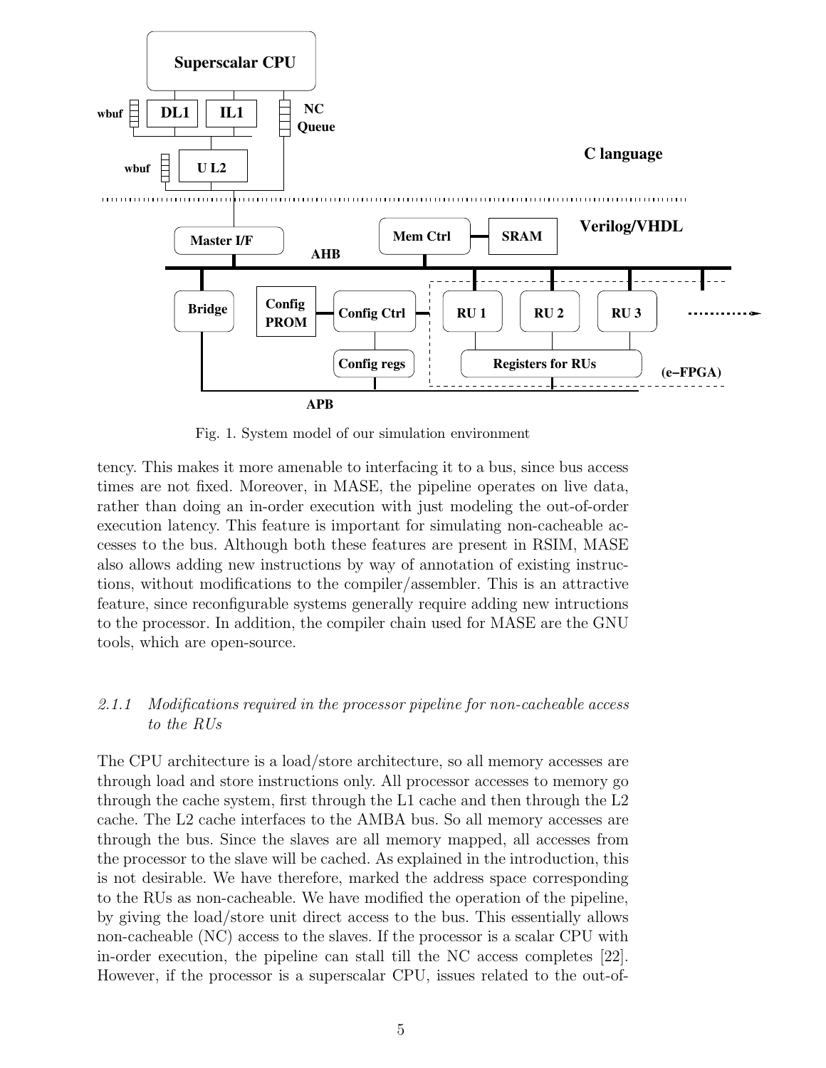Fig. 1. System model of our simulation environment

tency. This makes it more amenable to interfacing it to a bus, since bus access times are not fixed. Moreover, in MASE, the pipeline operates on live data, rather than doing an in-order execution with just modeling the out-of-order execution latency. This feature is important for simulating non-cacheable accesses to the bus. Although both these features are present in RSIM, MASE also allows adding new instructions by way of annotation of existing instructions, without modifications to the compiler/assembler. This is an attractive feature, since reconfigurable systems generally require adding new intructions to the processor. In addition, the compiler chain used for MASE are the GNU tools, which are open-source.

#### *2.1.1 Modifications required in the processor pipeline for non-cacheable access to the RUs*

The CPU architecture is a load/store architecture, so all memory accesses are through load and store instructions only. All processor accesses to memory go through the cache system, first through the L1 cache and then through the L2 cache. The L2 cache interfaces to the AMBA bus. So all memory accesses are through the bus. Since the slaves are all memory mapped, all accesses from the processor to the slave will be cached. As explained in the introduction, this is not desirable. We have therefore, marked the address space corresponding to the RUs as non-cacheable. We have modified the operation of the pipeline, by giving the load/store unit direct access to the bus. This essentially allows non-cacheable (NC) access to the slaves. If the processor is a scalar CPU with in-order execution, the pipeline can stall till the NC access completes [22]. However, if the processor is a superscalar CPU, issues related to the out-of-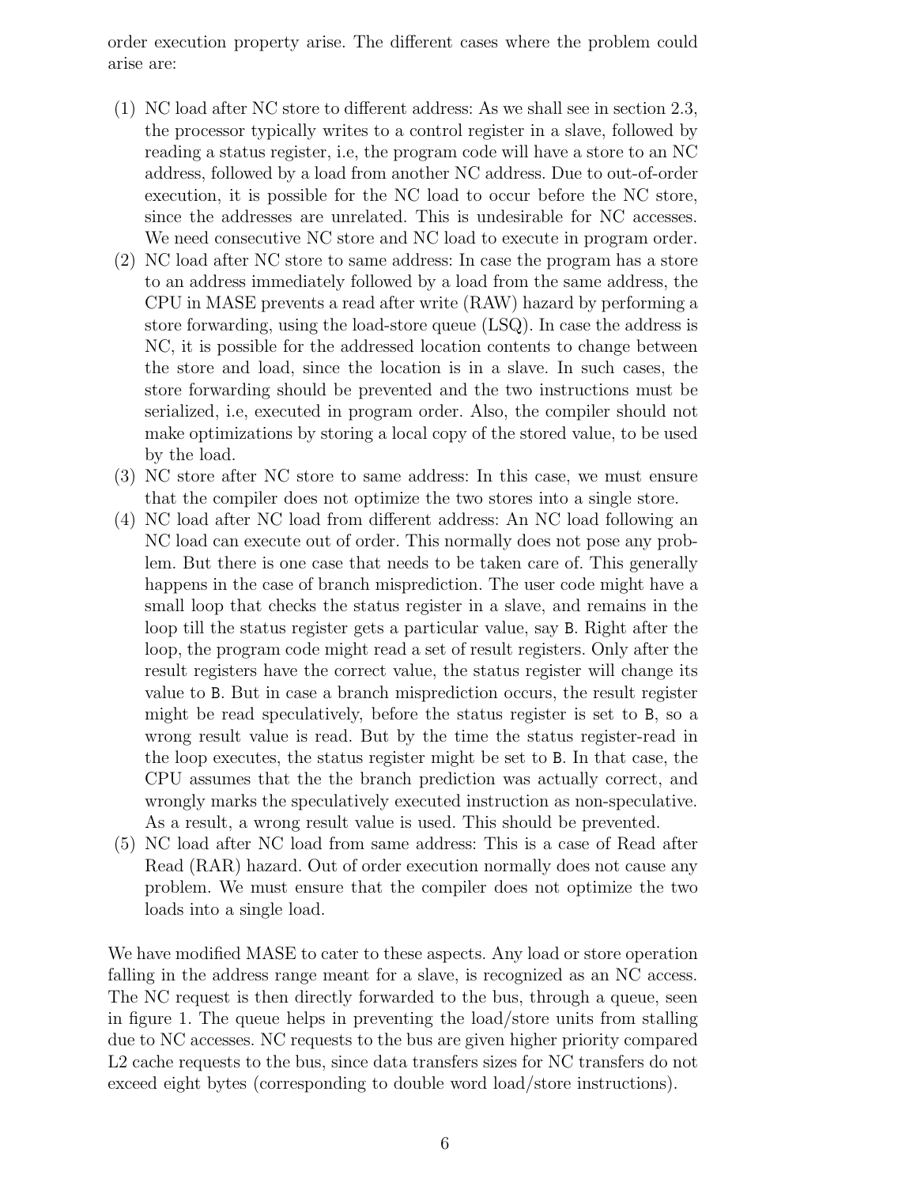order execution property arise. The different cases where the problem could arise are:

(1) NC load after NC store to different address: As we shall see in section 2.3, the processor typically writes to a control register in a slave, followed by reading a status register, i.e, the program code will have a store to an NC address, followed by a load from another NC address. Due to out-of-order execution, it is possible for the NC load to occur before the NC store, since the addresses are unrelated. This is undesirable for NC accesses. We need consecutive NC store and NC load to execute in program order.
(2) NC load after NC store to same address: In case the program has a store to an address immediately followed by a load from the same address, the CPU in MASE prevents a read after write (RAW) hazard by performing a store forwarding, using the load-store queue (LSQ). In case the address is NC, it is possible for the addressed location contents to change between the store and load, since the location is in a slave. In such cases, the store forwarding should be prevented and the two instructions must be serialized, i.e, executed in program order. Also, the compiler should not make optimizations by storing a local copy of the stored value, to be used by the load.
(3) NC store after NC store to same address: In this case, we must ensure that the compiler does not optimize the two stores into a single store.
(4) NC load after NC load from different address: An NC load following an NC load can execute out of order. This normally does not pose any problem. But there is one case that needs to be taken care of. This generally happens in the case of branch misprediction. The user code might have a small loop that checks the status register in a slave, and remains in the loop till the status register gets a particular value, say `B`. Right after the loop, the program code might read a set of result registers. Only after the result registers have the correct value, the status register will change its value to `B`. But in case a branch misprediction occurs, the result register might be read speculatively, before the status register is set to `B`, so a wrong result value is read. But by the time the status register-read in the loop executes, the status register might be set to `B`. In that case, the CPU assumes that the the branch prediction was actually correct, and wrongly marks the speculatively executed instruction as non-speculative. As a result, a wrong result value is used. This should be prevented.
(5) NC load after NC load from same address: This is a case of Read after Read (RAR) hazard. Out of order execution normally does not cause any problem. We must ensure that the compiler does not optimize the two loads into a single load.

We have modified MASE to cater to these aspects. Any load or store operation falling in the address range meant for a slave, is recognized as an NC access. The NC request is then directly forwarded to the bus, through a queue, seen in figure 1. The queue helps in preventing the load/store units from stalling due to NC accesses. NC requests to the bus are given higher priority compared L2 cache requests to the bus, since data transfers sizes for NC transfers do not exceed eight bytes (corresponding to double word load/store instructions).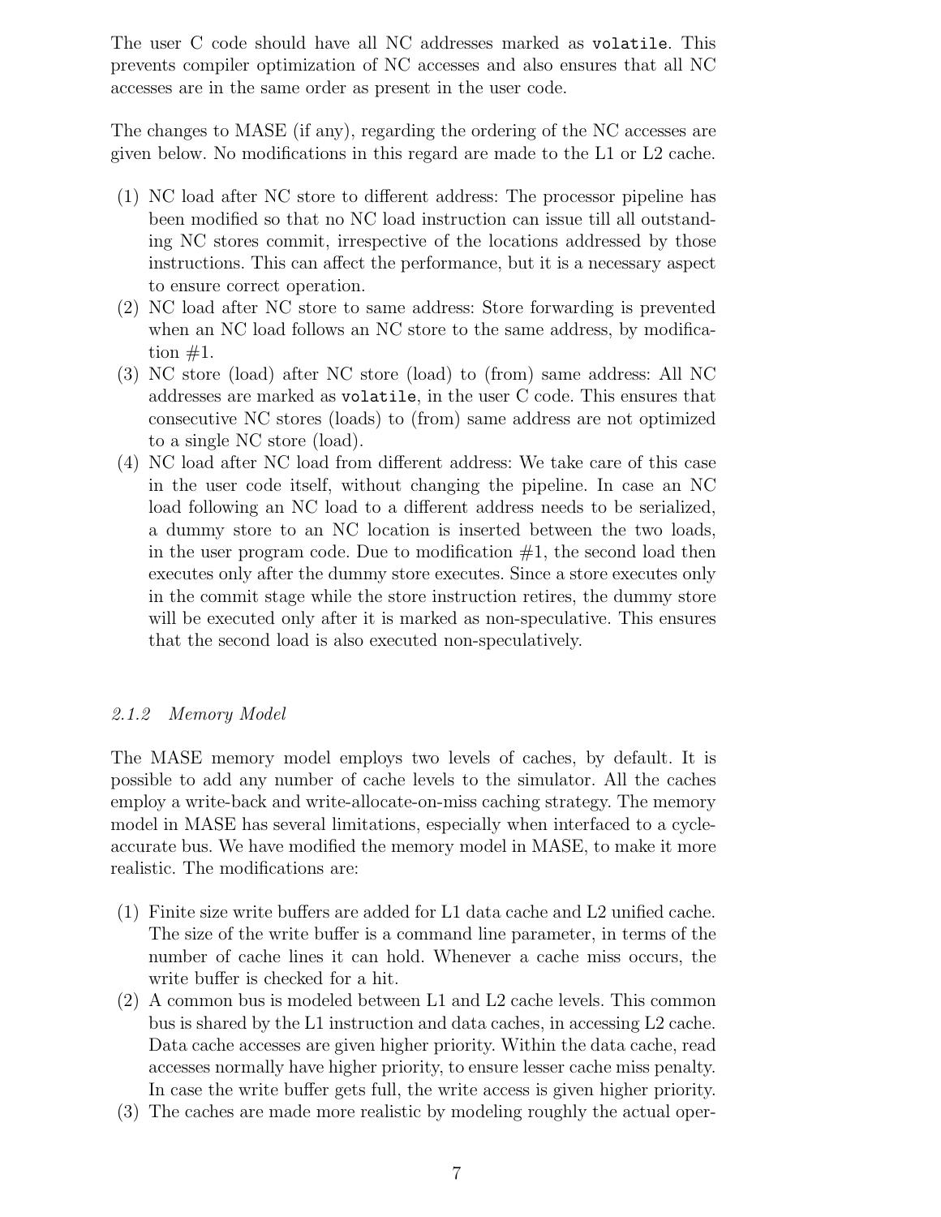The user C code should have all NC addresses marked as `volatile`. This prevents compiler optimization of NC accesses and also ensures that all NC accesses are in the same order as present in the user code.

The changes to MASE (if any), regarding the ordering of the NC accesses are given below. No modifications in this regard are made to the L1 or L2 cache.

(1) NC load after NC store to different address: The processor pipeline has been modified so that no NC load instruction can issue till all outstanding NC stores commit, irrespective of the locations addressed by those instructions. This can affect the performance, but it is a necessary aspect to ensure correct operation.
(2) NC load after NC store to same address: Store forwarding is prevented when an NC load follows an NC store to the same address, by modification #1.
(3) NC store (load) after NC store (load) to (from) same address: All NC addresses are marked as `volatile`, in the user C code. This ensures that consecutive NC stores (loads) to (from) same address are not optimized to a single NC store (load).
(4) NC load after NC load from different address: We take care of this case in the user code itself, without changing the pipeline. In case an NC load following an NC load to a different address needs to be serialized, a dummy store to an NC location is inserted between the two loads, in the user program code. Due to modification #1, the second load then executes only after the dummy store executes. Since a store executes only in the commit stage while the store instruction retires, the dummy store will be executed only after it is marked as non-speculative. This ensures that the second load is also executed non-speculatively.

### *2.1.2 Memory Model*

The MASE memory model employs two levels of caches, by default. It is possible to add any number of cache levels to the simulator. All the caches employ a write-back and write-allocate-on-miss caching strategy. The memory model in MASE has several limitations, especially when interfaced to a cycle-accurate bus. We have modified the memory model in MASE, to make it more realistic. The modifications are:

(1) Finite size write buffers are added for L1 data cache and L2 unified cache. The size of the write buffer is a command line parameter, in terms of the number of cache lines it can hold. Whenever a cache miss occurs, the write buffer is checked for a hit.
(2) A common bus is modeled between L1 and L2 cache levels. This common bus is shared by the L1 instruction and data caches, in accessing L2 cache. Data cache accesses are given higher priority. Within the data cache, read accesses normally have higher priority, to ensure lesser cache miss penalty. In case the write buffer gets full, the write access is given higher priority.
(3) The caches are made more realistic by modeling roughly the actual oper-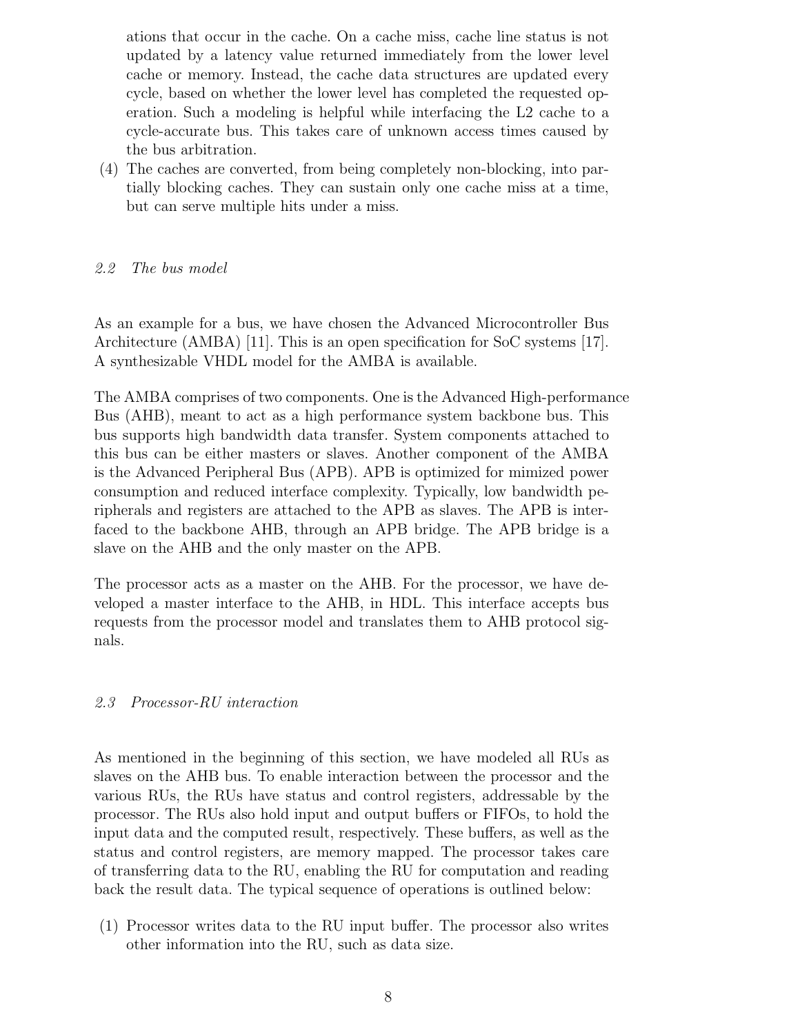ations that occur in the cache. On a cache miss, cache line status is not updated by a latency value returned immediately from the lower level cache or memory. Instead, the cache data structures are updated every cycle, based on whether the lower level has completed the requested operation. Such a modeling is helpful while interfacing the L2 cache to a cycle-accurate bus. This takes care of unknown access times caused by the bus arbitration.

(4) The caches are converted, from being completely non-blocking, into partially blocking caches. They can sustain only one cache miss at a time, but can serve multiple hits under a miss.

### *2.2 The bus model*

As an example for a bus, we have chosen the Advanced Microcontroller Bus Architecture (AMBA) [11]. This is an open specification for SoC systems [17]. A synthesizable VHDL model for the AMBA is available.

The AMBA comprises of two components. One is the Advanced High-performance Bus (AHB), meant to act as a high performance system backbone bus. This bus supports high bandwidth data transfer. System components attached to this bus can be either masters or slaves. Another component of the AMBA is the Advanced Peripheral Bus (APB). APB is optimized for mimized power consumption and reduced interface complexity. Typically, low bandwidth peripherals and registers are attached to the APB as slaves. The APB is interfaced to the backbone AHB, through an APB bridge. The APB bridge is a slave on the AHB and the only master on the APB.

The processor acts as a master on the AHB. For the processor, we have developed a master interface to the AHB, in HDL. This interface accepts bus requests from the processor model and translates them to AHB protocol signals.

### *2.3 Processor-RU interaction*

As mentioned in the beginning of this section, we have modeled all RUs as slaves on the AHB bus. To enable interaction between the processor and the various RUs, the RUs have status and control registers, addressable by the processor. The RUs also hold input and output buffers or FIFOs, to hold the input data and the computed result, respectively. These buffers, as well as the status and control registers, are memory mapped. The processor takes care of transferring data to the RU, enabling the RU for computation and reading back the result data. The typical sequence of operations is outlined below:

(1) Processor writes data to the RU input buffer. The processor also writes other information into the RU, such as data size.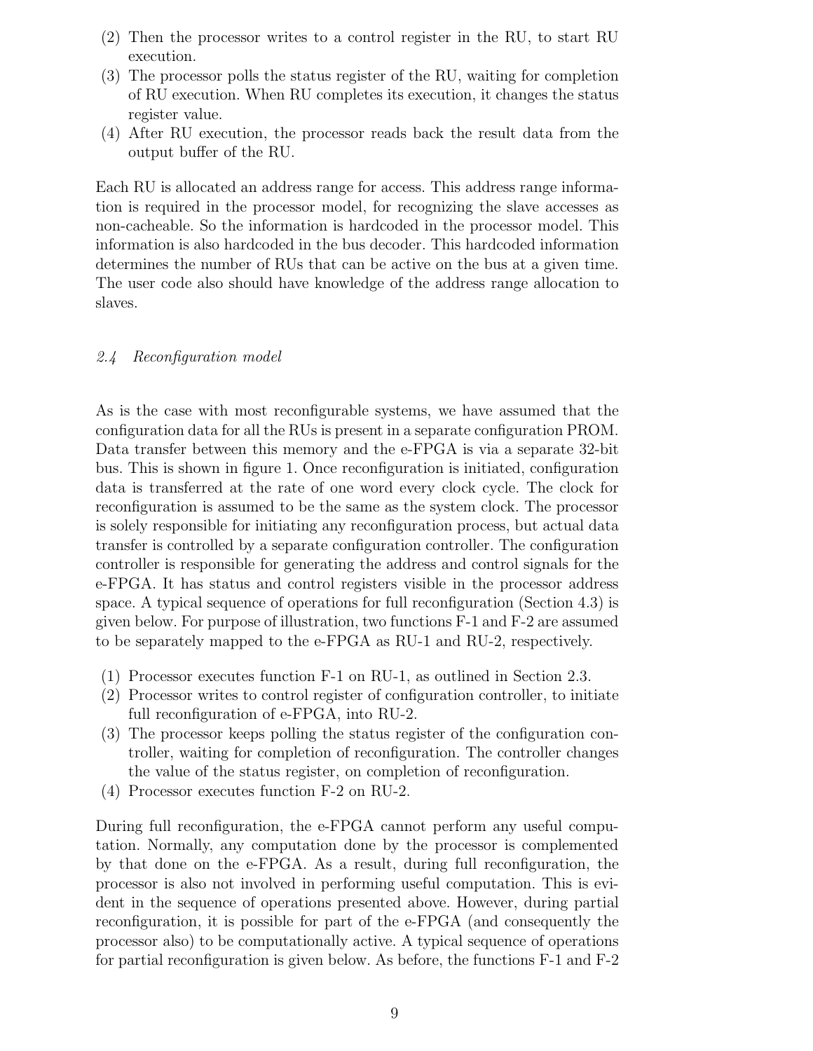(2) Then the processor writes to a control register in the RU, to start RU execution.
(3) The processor polls the status register of the RU, waiting for completion of RU execution. When RU completes its execution, it changes the status register value.
(4) After RU execution, the processor reads back the result data from the output buffer of the RU.

Each RU is allocated an address range for access. This address range information is required in the processor model, for recognizing the slave accesses as non-cacheable. So the information is hardcoded in the processor model. This information is also hardcoded in the bus decoder. This hardcoded information determines the number of RUs that can be active on the bus at a given time. The user code also should have knowledge of the address range allocation to slaves.

### *2.4 Reconfiguration model*

As is the case with most reconfigurable systems, we have assumed that the configuration data for all the RUs is present in a separate configuration PROM. Data transfer between this memory and the e-FPGA is via a separate 32-bit bus. This is shown in figure 1. Once reconfiguration is initiated, configuration data is transferred at the rate of one word every clock cycle. The clock for reconfiguration is assumed to be the same as the system clock. The processor is solely responsible for initiating any reconfiguration process, but actual data transfer is controlled by a separate configuration controller. The configuration controller is responsible for generating the address and control signals for the e-FPGA. It has status and control registers visible in the processor address space. A typical sequence of operations for full reconfiguration (Section 4.3) is given below. For purpose of illustration, two functions F-1 and F-2 are assumed to be separately mapped to the e-FPGA as RU-1 and RU-2, respectively.

(1) Processor executes function F-1 on RU-1, as outlined in Section 2.3.
(2) Processor writes to control register of configuration controller, to initiate full reconfiguration of e-FPGA, into RU-2.
(3) The processor keeps polling the status register of the configuration controller, waiting for completion of reconfiguration. The controller changes the value of the status register, on completion of reconfiguration.
(4) Processor executes function F-2 on RU-2.

During full reconfiguration, the e-FPGA cannot perform any useful computation. Normally, any computation done by the processor is complemented by that done on the e-FPGA. As a result, during full reconfiguration, the processor is also not involved in performing useful computation. This is evident in the sequence of operations presented above. However, during partial reconfiguration, it is possible for part of the e-FPGA (and consequently the processor also) to be computationally active. A typical sequence of operations for partial reconfiguration is given below. As before, the functions F-1 and F-2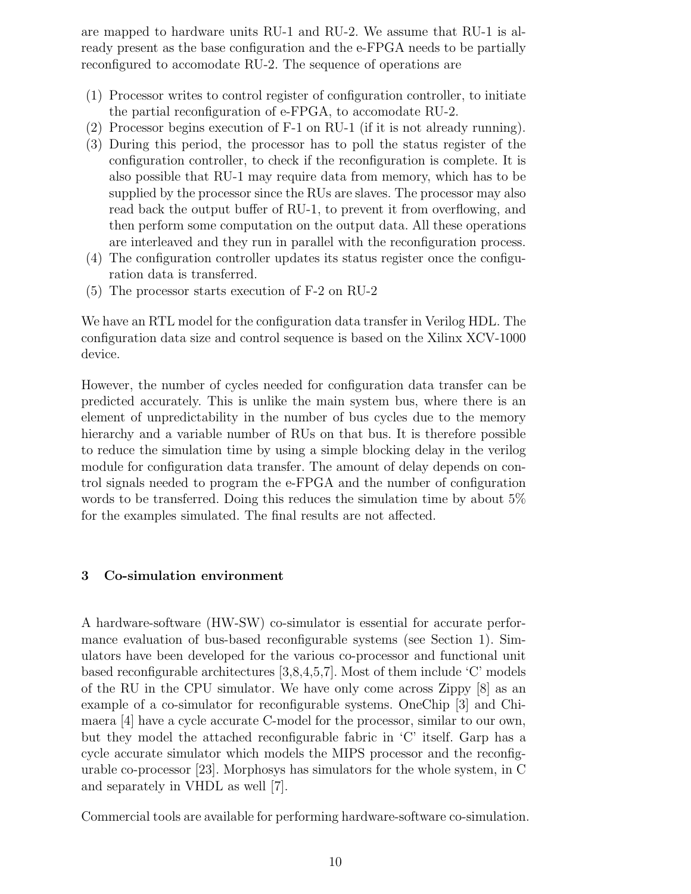are mapped to hardware units RU-1 and RU-2. We assume that RU-1 is already present as the base configuration and the e-FPGA needs to be partially reconfigured to accomodate RU-2. The sequence of operations are

(1) Processor writes to control register of configuration controller, to initiate the partial reconfiguration of e-FPGA, to accomodate RU-2.
(2) Processor begins execution of F-1 on RU-1 (if it is not already running).
(3) During this period, the processor has to poll the status register of the configuration controller, to check if the reconfiguration is complete. It is also possible that RU-1 may require data from memory, which has to be supplied by the processor since the RUs are slaves. The processor may also read back the output buffer of RU-1, to prevent it from overflowing, and then perform some computation on the output data. All these operations are interleaved and they run in parallel with the reconfiguration process.
(4) The configuration controller updates its status register once the configuration data is transferred.
(5) The processor starts execution of F-2 on RU-2

We have an RTL model for the configuration data transfer in Verilog HDL. The configuration data size and control sequence is based on the Xilinx XCV-1000 device.

However, the number of cycles needed for configuration data transfer can be predicted accurately. This is unlike the main system bus, where there is an element of unpredictability in the number of bus cycles due to the memory hierarchy and a variable number of RUs on that bus. It is therefore possible to reduce the simulation time by using a simple blocking delay in the verilog module for configuration data transfer. The amount of delay depends on control signals needed to program the e-FPGA and the number of configuration words to be transferred. Doing this reduces the simulation time by about 5% for the examples simulated. The final results are not affected.

## 3 Co-simulation environment

A hardware-software (HW-SW) co-simulator is essential for accurate performance evaluation of bus-based reconfigurable systems (see Section 1). Simulators have been developed for the various co-processor and functional unit based reconfigurable architectures [3,8,4,5,7]. Most of them include 'C' models of the RU in the CPU simulator. We have only come across Zippy [8] as an example of a co-simulator for reconfigurable systems. OneChip [3] and Chimaera [4] have a cycle accurate C-model for the processor, similar to our own, but they model the attached reconfigurable fabric in 'C' itself. Garp has a cycle accurate simulator which models the MIPS processor and the reconfigurable co-processor [23]. Morphosys has simulators for the whole system, in C and separately in VHDL as well [7].

Commercial tools are available for performing hardware-software co-simulation.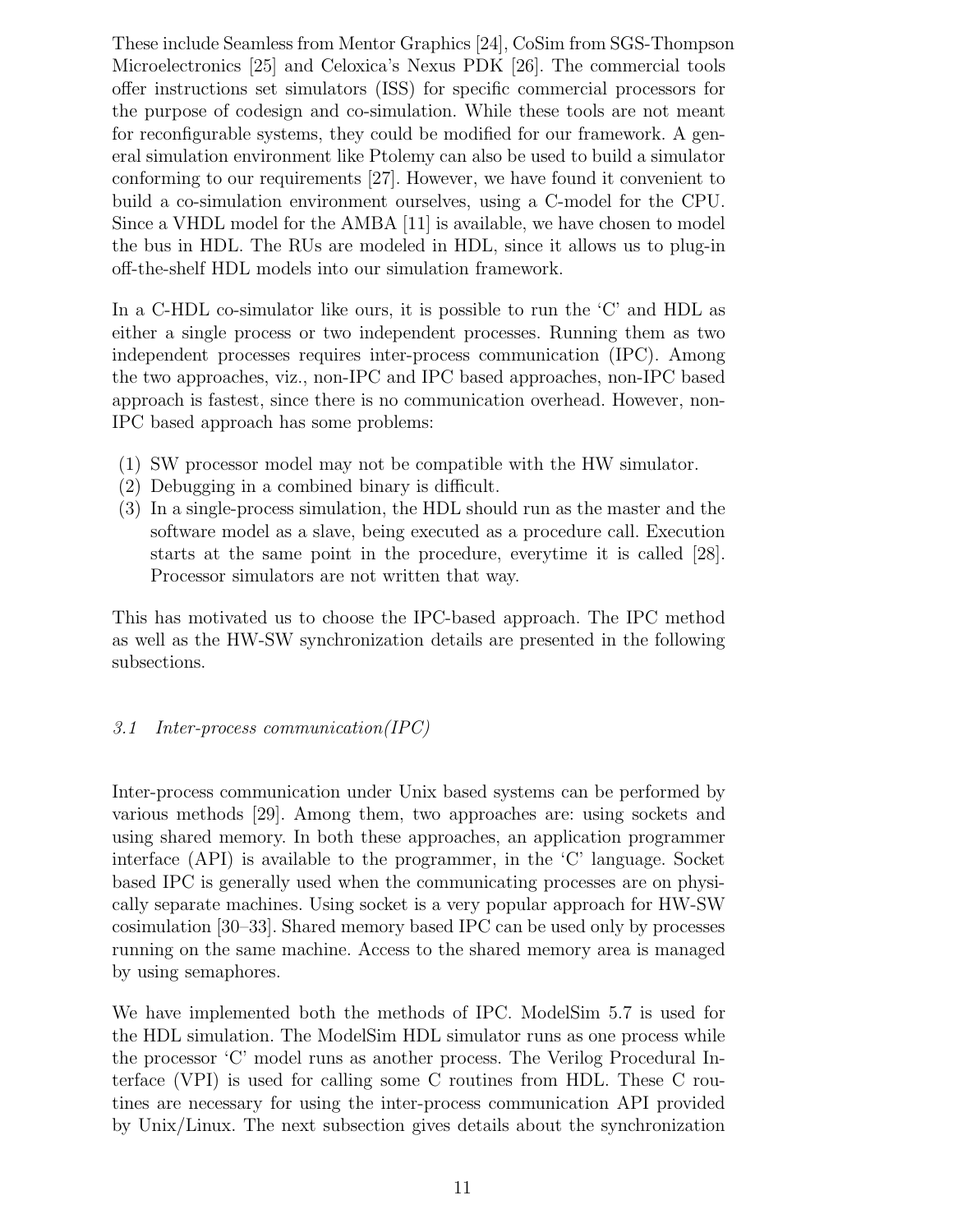These include Seamless from Mentor Graphics [24], CoSim from SGS-Thompson Microelectronics [25] and Celoxica's Nexus PDK [26]. The commercial tools offer instructions set simulators (ISS) for specific commercial processors for the purpose of codesign and co-simulation. While these tools are not meant for reconfigurable systems, they could be modified for our framework. A general simulation environment like Ptolemy can also be used to build a simulator conforming to our requirements [27]. However, we have found it convenient to build a co-simulation environment ourselves, using a C-model for the CPU. Since a VHDL model for the AMBA [11] is available, we have chosen to model the bus in HDL. The RUs are modeled in HDL, since it allows us to plug-in off-the-shelf HDL models into our simulation framework.

In a C-HDL co-simulator like ours, it is possible to run the 'C' and HDL as either a single process or two independent processes. Running them as two independent processes requires inter-process communication (IPC). Among the two approaches, viz., non-IPC and IPC based approaches, non-IPC based approach is fastest, since there is no communication overhead. However, non-IPC based approach has some problems:

(1) SW processor model may not be compatible with the HW simulator.
(2) Debugging in a combined binary is difficult.
(3) In a single-process simulation, the HDL should run as the master and the software model as a slave, being executed as a procedure call. Execution starts at the same point in the procedure, everytime it is called [28]. Processor simulators are not written that way.

This has motivated us to choose the IPC-based approach. The IPC method as well as the HW-SW synchronization details are presented in the following subsections.

### *3.1 Inter-process communication(IPC)*

Inter-process communication under Unix based systems can be performed by various methods [29]. Among them, two approaches are: using sockets and using shared memory. In both these approaches, an application programmer interface (API) is available to the programmer, in the 'C' language. Socket based IPC is generally used when the communicating processes are on physically separate machines. Using socket is a very popular approach for HW-SW cosimulation [30–33]. Shared memory based IPC can be used only by processes running on the same machine. Access to the shared memory area is managed by using semaphores.

We have implemented both the methods of IPC. ModelSim 5.7 is used for the HDL simulation. The ModelSim HDL simulator runs as one process while the processor 'C' model runs as another process. The Verilog Procedural Interface (VPI) is used for calling some C routines from HDL. These C routines are necessary for using the inter-process communication API provided by Unix/Linux. The next subsection gives details about the synchronization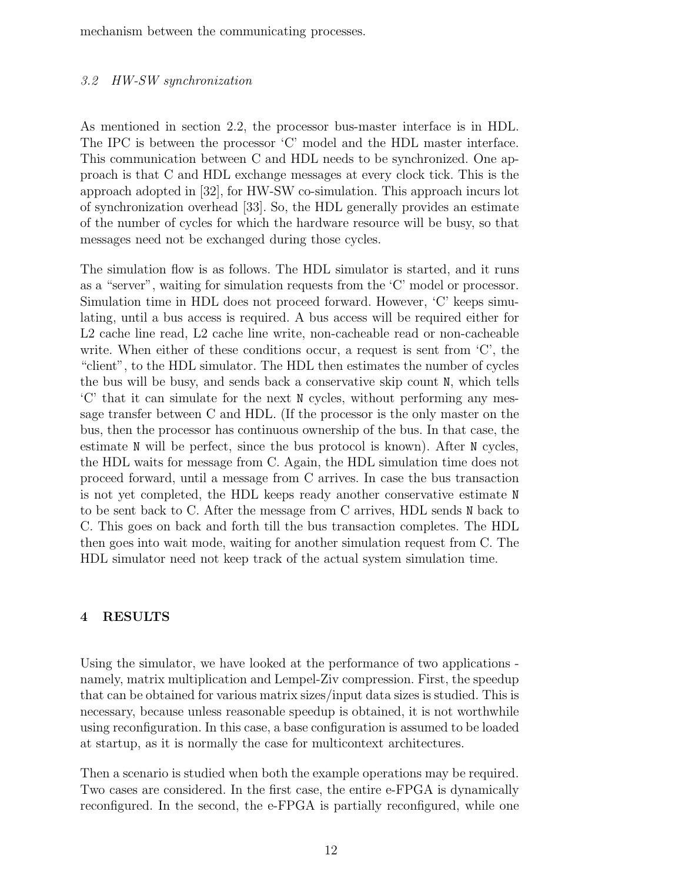mechanism between the communicating processes.

### *3.2 HW-SW synchronization*

As mentioned in section 2.2, the processor bus-master interface is in HDL. The IPC is between the processor 'C' model and the HDL master interface. This communication between C and HDL needs to be synchronized. One approach is that C and HDL exchange messages at every clock tick. This is the approach adopted in [32], for HW-SW co-simulation. This approach incurs lot of synchronization overhead [33]. So, the HDL generally provides an estimate of the number of cycles for which the hardware resource will be busy, so that messages need not be exchanged during those cycles.

The simulation flow is as follows. The HDL simulator is started, and it runs as a "server", waiting for simulation requests from the 'C' model or processor. Simulation time in HDL does not proceed forward. However, 'C' keeps simulating, until a bus access is required. A bus access will be required either for L2 cache line read, L2 cache line write, non-cacheable read or non-cacheable write. When either of these conditions occur, a request is sent from 'C', the "client", to the HDL simulator. The HDL then estimates the number of cycles the bus will be busy, and sends back a conservative skip count `N`, which tells 'C' that it can simulate for the next `N` cycles, without performing any message transfer between C and HDL. (If the processor is the only master on the bus, then the processor has continuous ownership of the bus. In that case, the estimate `N` will be perfect, since the bus protocol is known). After `N` cycles, the HDL waits for message from C. Again, the HDL simulation time does not proceed forward, until a message from C arrives. In case the bus transaction is not yet completed, the HDL keeps ready another conservative estimate `N` to be sent back to C. After the message from C arrives, HDL sends `N` back to C. This goes on back and forth till the bus transaction completes. The HDL then goes into wait mode, waiting for another simulation request from C. The HDL simulator need not keep track of the actual system simulation time.

## 4 RESULTS

Using the simulator, we have looked at the performance of two applications - namely, matrix multiplication and Lempel-Ziv compression. First, the speedup that can be obtained for various matrix sizes/input data sizes is studied. This is necessary, because unless reasonable speedup is obtained, it is not worthwhile using reconfiguration. In this case, a base configuration is assumed to be loaded at startup, as it is normally the case for multicontext architectures.

Then a scenario is studied when both the example operations may be required. Two cases are considered. In the first case, the entire e-FPGA is dynamically reconfigured. In the second, the e-FPGA is partially reconfigured, while one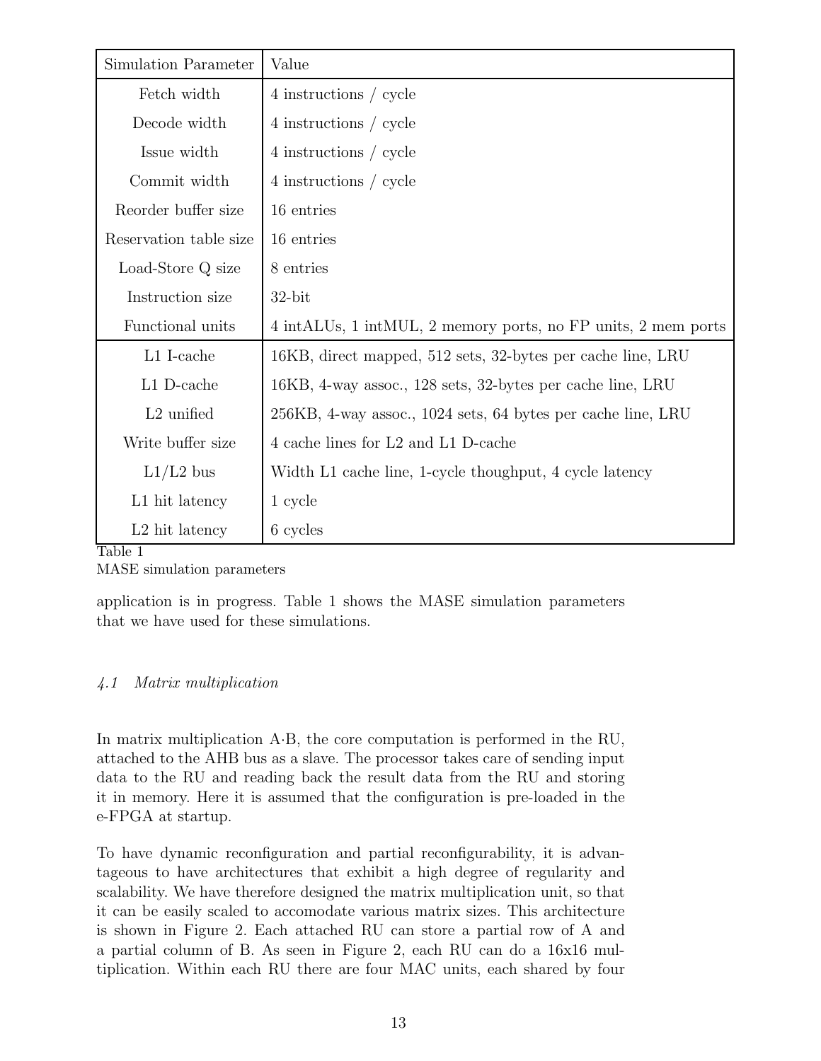| Simulation Parameter | Value |
| --- | --- |
| Fetch width | 4 instructions / cycle |
| Decode width | 4 instructions / cycle |
| Issue width | 4 instructions / cycle |
| Commit width | 4 instructions / cycle |
| Reorder buffer size | 16 entries |
| Reservation table size | 16 entries |
| Load-Store Q size | 8 entries |
| Instruction size | 32-bit |
| Functional units | 4 intALUs, 1 intMUL, 2 memory ports, no FP units, 2 mem ports |
| L1 I-cache | 16KB, direct mapped, 512 sets, 32-bytes per cache line, LRU |
| L1 D-cache | 16KB, 4-way assoc., 128 sets, 32-bytes per cache line, LRU |
| L2 unified | 256KB, 4-way assoc., 1024 sets, 64 bytes per cache line, LRU |
| Write buffer size | 4 cache lines for L2 and L1 D-cache |
| L1/L2 bus | Width L1 cache line, 1-cycle thoughput, 4 cycle latency |
| L1 hit latency | 1 cycle |
| L2 hit latency | 6 cycles |

Table 1
MASE simulation parameters

application is in progress. Table 1 shows the MASE simulation parameters that we have used for these simulations.

### *4.1 Matrix multiplication*

In matrix multiplication A·B, the core computation is performed in the RU, attached to the AHB bus as a slave. The processor takes care of sending input data to the RU and reading back the result data from the RU and storing it in memory. Here it is assumed that the configuration is pre-loaded in the e-FPGA at startup.

To have dynamic reconfiguration and partial reconfigurability, it is advantageous to have architectures that exhibit a high degree of regularity and scalability. We have therefore designed the matrix multiplication unit, so that it can be easily scaled to accomodate various matrix sizes. This architecture is shown in Figure 2. Each attached RU can store a partial row of A and a partial column of B. As seen in Figure 2, each RU can do a 16x16 multiplication. Within each RU there are four MAC units, each shared by four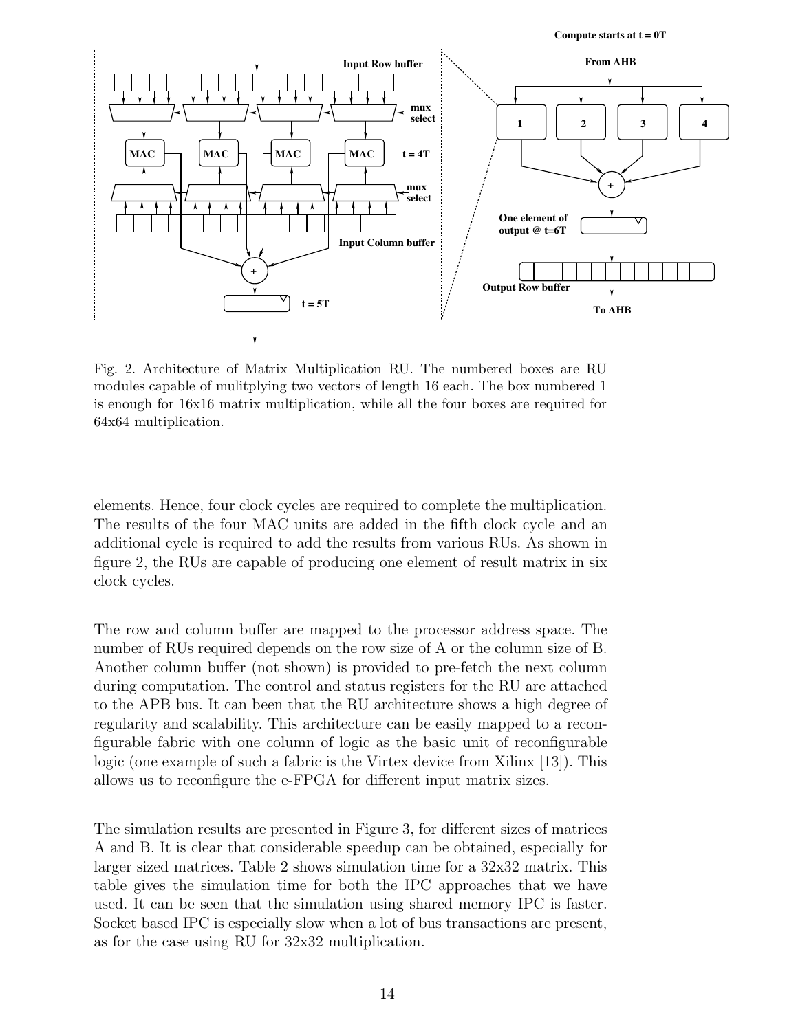Fig. 2. Architecture of Matrix Multiplication RU. The numbered boxes are RU modules capable of mulitplying two vectors of length 16 each. The box numbered 1 is enough for 16x16 matrix multiplication, while all the four boxes are required for 64x64 multiplication.

elements. Hence, four clock cycles are required to complete the multiplication. The results of the four MAC units are added in the fifth clock cycle and an additional cycle is required to add the results from various RUs. As shown in figure 2, the RUs are capable of producing one element of result matrix in six clock cycles.

The row and column buffer are mapped to the processor address space. The number of RUs required depends on the row size of A or the column size of B. Another column buffer (not shown) is provided to pre-fetch the next column during computation. The control and status registers for the RU are attached to the APB bus. It can been that the RU architecture shows a high degree of regularity and scalability. This architecture can be easily mapped to a reconfigurable fabric with one column of logic as the basic unit of reconfigurable logic (one example of such a fabric is the Virtex device from Xilinx [13]). This allows us to reconfigure the e-FPGA for different input matrix sizes.

The simulation results are presented in Figure 3, for different sizes of matrices A and B. It is clear that considerable speedup can be obtained, especially for larger sized matrices. Table 2 shows simulation time for a 32x32 matrix. This table gives the simulation time for both the IPC approaches that we have used. It can be seen that the simulation using shared memory IPC is faster. Socket based IPC is especially slow when a lot of bus transactions are present, as for the case using RU for 32x32 multiplication.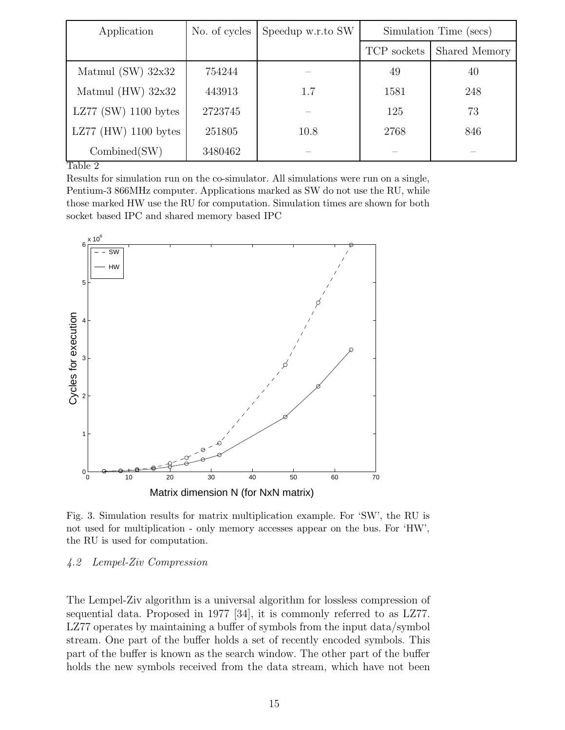| Application | No. of cycles | Speedup w.r.to SW | Simulation Time (secs) | |
|---|---|---|---|---|
| | | | TCP sockets | Shared Memory |
| Matmul (SW) 32x32 | 754244 | – | 49 | 40 |
| Matmul (HW) 32x32 | 443913 | 1.7 | 1581 | 248 |
| LZ77 (SW) 1100 bytes | 2723745 | – | 125 | 73 |
| LZ77 (HW) 1100 bytes | 251805 | 10.8 | 2768 | 846 |
| Combined(SW) | 3480462 | – | – | – |

Table 2

Results for simulation run on the co-simulator. All simulations were run on a single, Pentium-3 866MHz computer. Applications marked as SW do not use the RU, while those marked HW use the RU for computation. Simulation times are shown for both socket based IPC and shared memory based IPC

Fig. 3. Simulation results for matrix multiplication example. For 'SW', the RU is not used for multiplication - only memory accesses appear on the bus. For 'HW', the RU is used for computation.

### *4.2 Lempel-Ziv Compression*

The Lempel-Ziv algorithm is a universal algorithm for lossless compression of sequential data. Proposed in 1977 [34], it is commonly referred to as LZ77. LZ77 operates by maintaining a buffer of symbols from the input data/symbol stream. One part of the buffer holds a set of recently encoded symbols. This part of the buffer is known as the search window. The other part of the buffer holds the new symbols received from the data stream, which have not been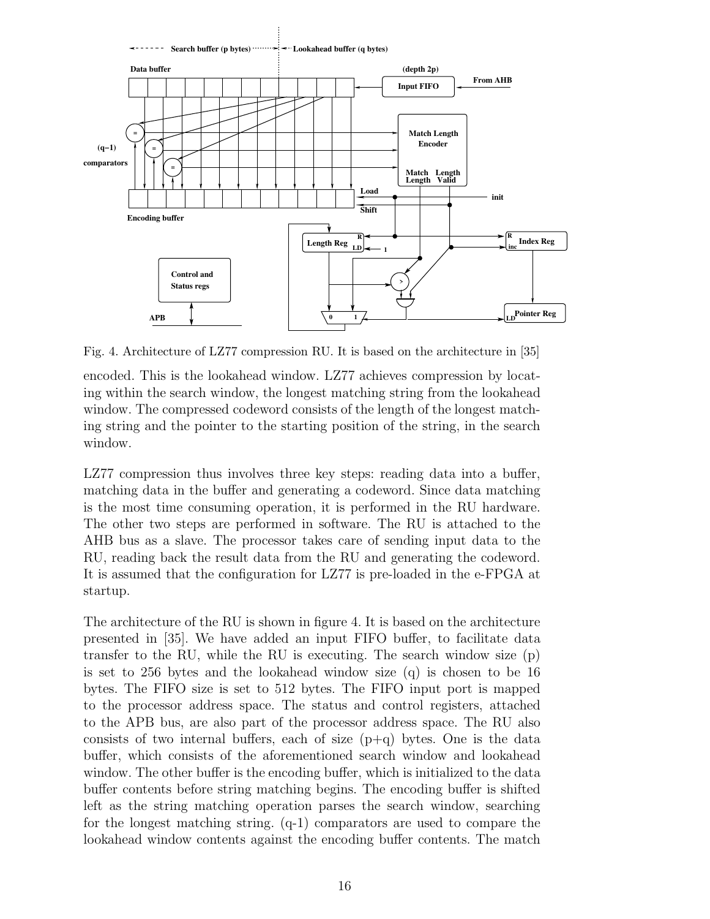Fig. 4. Architecture of LZ77 compression RU. It is based on the architecture in [35]

encoded. This is the lookahead window. LZ77 achieves compression by locating within the search window, the longest matching string from the lookahead window. The compressed codeword consists of the length of the longest matching string and the pointer to the starting position of the string, in the search window.

LZ77 compression thus involves three key steps: reading data into a buffer, matching data in the buffer and generating a codeword. Since data matching is the most time consuming operation, it is performed in the RU hardware. The other two steps are performed in software. The RU is attached to the AHB bus as a slave. The processor takes care of sending input data to the RU, reading back the result data from the RU and generating the codeword. It is assumed that the configuration for LZ77 is pre-loaded in the e-FPGA at startup.

The architecture of the RU is shown in figure 4. It is based on the architecture presented in [35]. We have added an input FIFO buffer, to facilitate data transfer to the RU, while the RU is executing. The search window size (p) is set to 256 bytes and the lookahead window size (q) is chosen to be 16 bytes. The FIFO size is set to 512 bytes. The FIFO input port is mapped to the processor address space. The status and control registers, attached to the APB bus, are also part of the processor address space. The RU also consists of two internal buffers, each of size (p+q) bytes. One is the data buffer, which consists of the aforementioned search window and lookahead window. The other buffer is the encoding buffer, which is initialized to the data buffer contents before string matching begins. The encoding buffer is shifted left as the string matching operation parses the search window, searching for the longest matching string. (q-1) comparators are used to compare the lookahead window contents against the encoding buffer contents. The match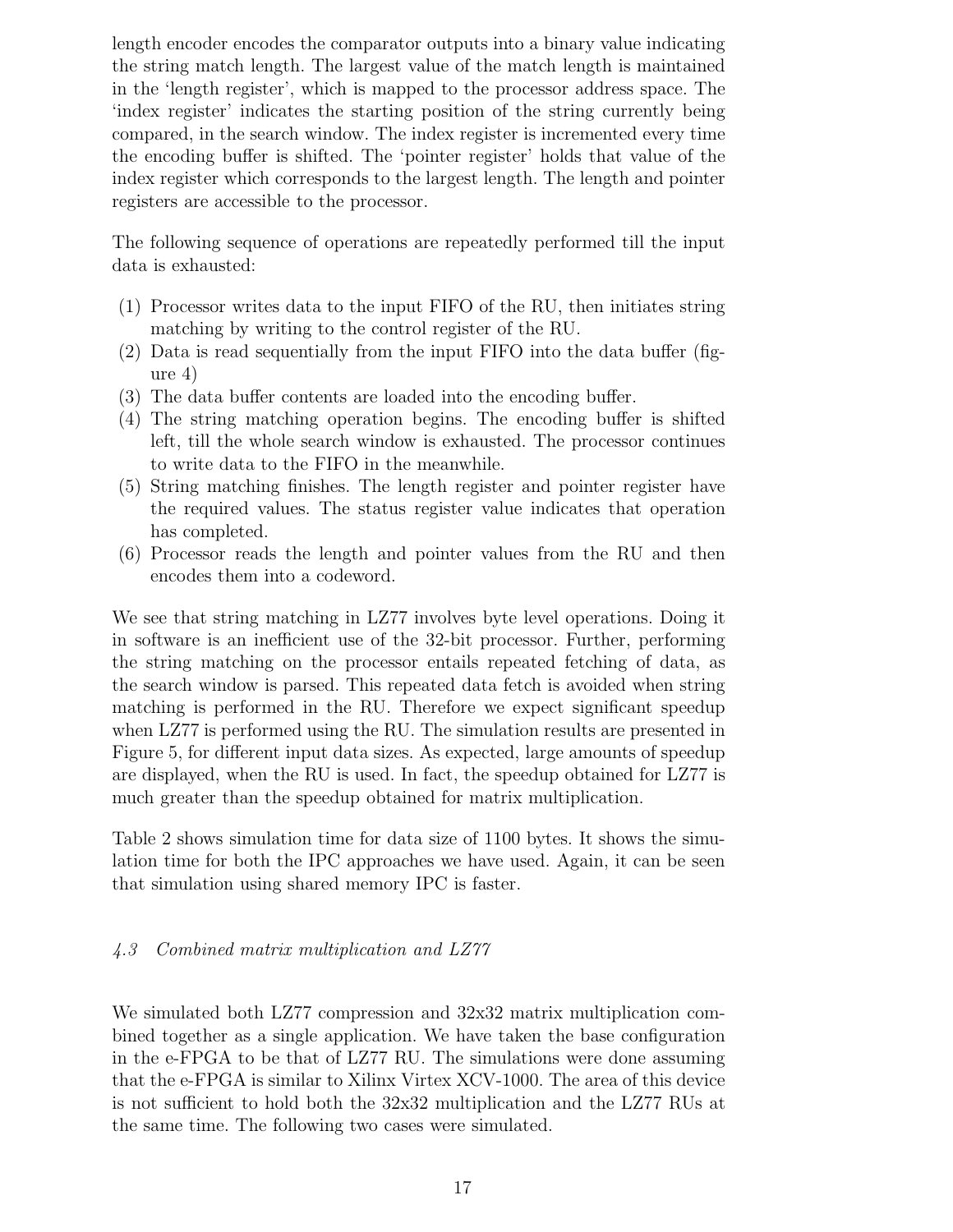length encoder encodes the comparator outputs into a binary value indicating the string match length. The largest value of the match length is maintained in the 'length register', which is mapped to the processor address space. The 'index register' indicates the starting position of the string currently being compared, in the search window. The index register is incremented every time the encoding buffer is shifted. The 'pointer register' holds that value of the index register which corresponds to the largest length. The length and pointer registers are accessible to the processor.

The following sequence of operations are repeatedly performed till the input data is exhausted:

(1) Processor writes data to the input FIFO of the RU, then initiates string matching by writing to the control register of the RU.
(2) Data is read sequentially from the input FIFO into the data buffer (figure 4)
(3) The data buffer contents are loaded into the encoding buffer.
(4) The string matching operation begins. The encoding buffer is shifted left, till the whole search window is exhausted. The processor continues to write data to the FIFO in the meanwhile.
(5) String matching finishes. The length register and pointer register have the required values. The status register value indicates that operation has completed.
(6) Processor reads the length and pointer values from the RU and then encodes them into a codeword.

We see that string matching in LZ77 involves byte level operations. Doing it in software is an inefficient use of the 32-bit processor. Further, performing the string matching on the processor entails repeated fetching of data, as the search window is parsed. This repeated data fetch is avoided when string matching is performed in the RU. Therefore we expect significant speedup when LZ77 is performed using the RU. The simulation results are presented in Figure 5, for different input data sizes. As expected, large amounts of speedup are displayed, when the RU is used. In fact, the speedup obtained for LZ77 is much greater than the speedup obtained for matrix multiplication.

Table 2 shows simulation time for data size of 1100 bytes. It shows the simulation time for both the IPC approaches we have used. Again, it can be seen that simulation using shared memory IPC is faster.

### *4.3 Combined matrix multiplication and LZ77*

We simulated both LZ77 compression and 32x32 matrix multiplication combined together as a single application. We have taken the base configuration in the e-FPGA to be that of LZ77 RU. The simulations were done assuming that the e-FPGA is similar to Xilinx Virtex XCV-1000. The area of this device is not sufficient to hold both the 32x32 multiplication and the LZ77 RUs at the same time. The following two cases were simulated.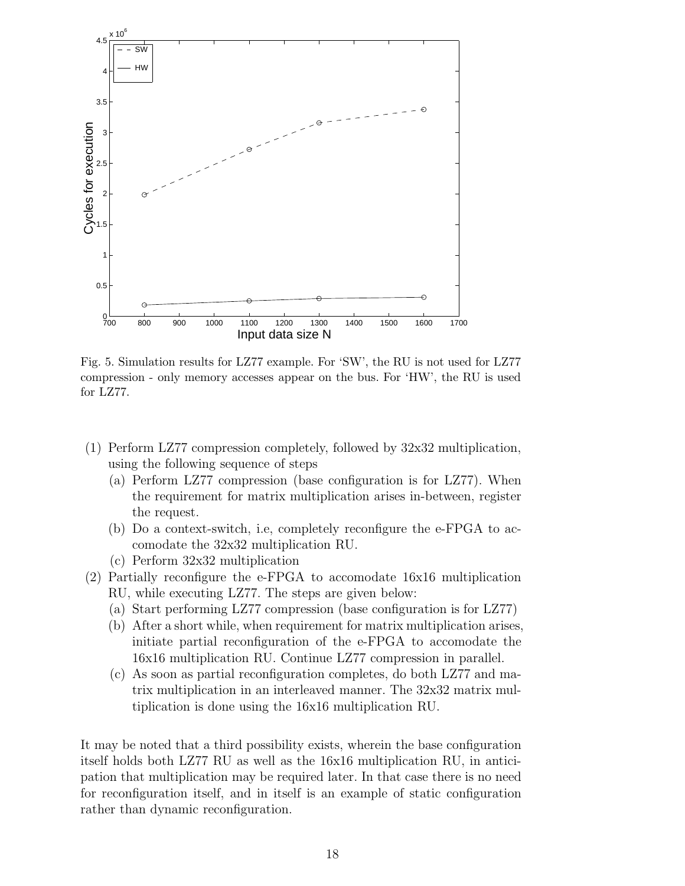Fig. 5. Simulation results for LZ77 example. For 'SW', the RU is not used for LZ77 compression - only memory accesses appear on the bus. For 'HW', the RU is used for LZ77.

(1) Perform LZ77 compression completely, followed by 32x32 multiplication, using the following sequence of steps
   (a) Perform LZ77 compression (base configuration is for LZ77). When the requirement for matrix multiplication arises in-between, register the request.
   (b) Do a context-switch, i.e, completely reconfigure the e-FPGA to accomodate the 32x32 multiplication RU.
   (c) Perform 32x32 multiplication
(2) Partially reconfigure the e-FPGA to accomodate 16x16 multiplication RU, while executing LZ77. The steps are given below:
   (a) Start performing LZ77 compression (base configuration is for LZ77)
   (b) After a short while, when requirement for matrix multiplication arises, initiate partial reconfiguration of the e-FPGA to accomodate the 16x16 multiplication RU. Continue LZ77 compression in parallel.
   (c) As soon as partial reconfiguration completes, do both LZ77 and matrix multiplication in an interleaved manner. The 32x32 matrix multiplication is done using the 16x16 multiplication RU.

It may be noted that a third possibility exists, wherein the base configuration itself holds both LZ77 RU as well as the 16x16 multiplication RU, in anticipation that multiplication may be required later. In that case there is no need for reconfiguration itself, and in itself is an example of static configuration rather than dynamic reconfiguration.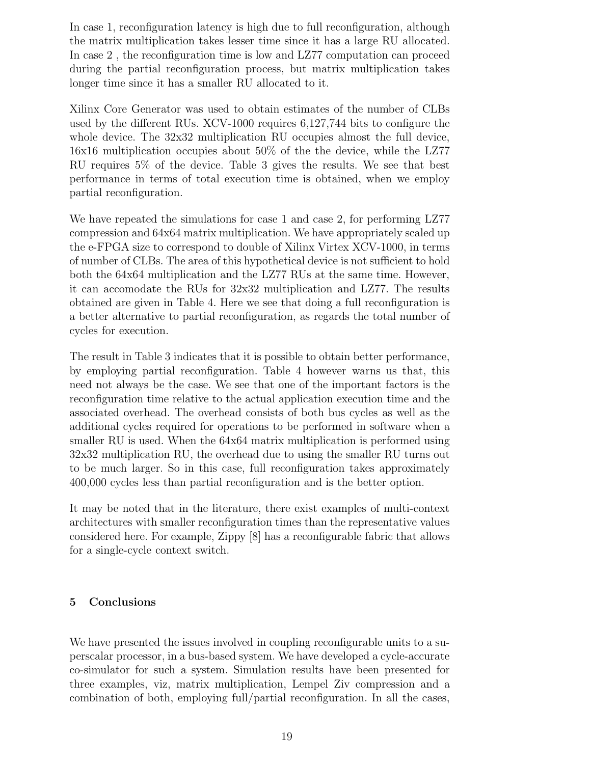In case 1, reconfiguration latency is high due to full reconfiguration, although the matrix multiplication takes lesser time since it has a large RU allocated. In case 2 , the reconfiguration time is low and LZ77 computation can proceed during the partial reconfiguration process, but matrix multiplication takes longer time since it has a smaller RU allocated to it.

Xilinx Core Generator was used to obtain estimates of the number of CLBs used by the different RUs. XCV-1000 requires 6,127,744 bits to configure the whole device. The 32x32 multiplication RU occupies almost the full device, 16x16 multiplication occupies about 50% of the the device, while the LZ77 RU requires 5% of the device. Table 3 gives the results. We see that best performance in terms of total execution time is obtained, when we employ partial reconfiguration.

We have repeated the simulations for case 1 and case 2, for performing LZ77 compression and 64x64 matrix multiplication. We have appropriately scaled up the e-FPGA size to correspond to double of Xilinx Virtex XCV-1000, in terms of number of CLBs. The area of this hypothetical device is not sufficient to hold both the 64x64 multiplication and the LZ77 RUs at the same time. However, it can accomodate the RUs for 32x32 multiplication and LZ77. The results obtained are given in Table 4. Here we see that doing a full reconfiguration is a better alternative to partial reconfiguration, as regards the total number of cycles for execution.

The result in Table 3 indicates that it is possible to obtain better performance, by employing partial reconfiguration. Table 4 however warns us that, this need not always be the case. We see that one of the important factors is the reconfiguration time relative to the actual application execution time and the associated overhead. The overhead consists of both bus cycles as well as the additional cycles required for operations to be performed in software when a smaller RU is used. When the 64x64 matrix multiplication is performed using 32x32 multiplication RU, the overhead due to using the smaller RU turns out to be much larger. So in this case, full reconfiguration takes approximately 400,000 cycles less than partial reconfiguration and is the better option.

It may be noted that in the literature, there exist examples of multi-context architectures with smaller reconfiguration times than the representative values considered here. For example, Zippy [8] has a reconfigurable fabric that allows for a single-cycle context switch.

## 5 Conclusions

We have presented the issues involved in coupling reconfigurable units to a superscalar processor, in a bus-based system. We have developed a cycle-accurate co-simulator for such a system. Simulation results have been presented for three examples, viz, matrix multiplication, Lempel Ziv compression and a combination of both, employing full/partial reconfiguration. In all the cases,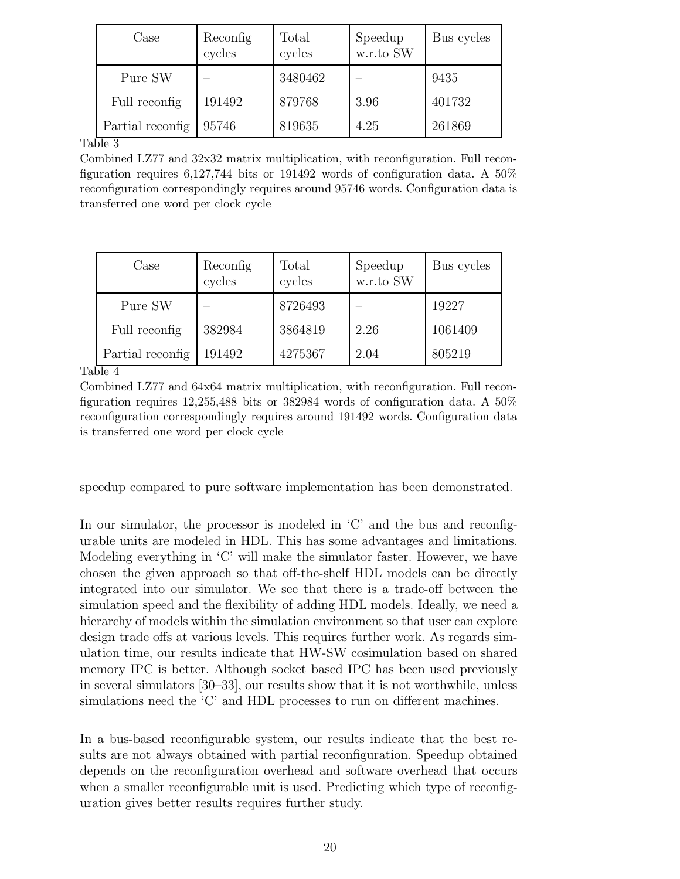| Case | Reconfig cycles | Total cycles | Speedup w.r.to SW | Bus cycles |
|---|---|---|---|---|
| Pure SW | – | 3480462 | – | 9435 |
| Full reconfig | 191492 | 879768 | 3.96 | 401732 |
| Partial reconfig | 95746 | 819635 | 4.25 | 261869 |

Table 3
Combined LZ77 and 32x32 matrix multiplication, with reconfiguration. Full reconfiguration requires 6,127,744 bits or 191492 words of configuration data. A 50% reconfiguration correspondingly requires around 95746 words. Configuration data is transferred one word per clock cycle

| Case | Reconfig cycles | Total cycles | Speedup w.r.to SW | Bus cycles |
|---|---|---|---|---|
| Pure SW | – | 8726493 | – | 19227 |
| Full reconfig | 382984 | 3864819 | 2.26 | 1061409 |
| Partial reconfig | 191492 | 4275367 | 2.04 | 805219 |

Table 4
Combined LZ77 and 64x64 matrix multiplication, with reconfiguration. Full reconfiguration requires 12,255,488 bits or 382984 words of configuration data. A 50% reconfiguration correspondingly requires around 191492 words. Configuration data is transferred one word per clock cycle

speedup compared to pure software implementation has been demonstrated.

In our simulator, the processor is modeled in 'C' and the bus and reconfigurable units are modeled in HDL. This has some advantages and limitations. Modeling everything in 'C' will make the simulator faster. However, we have chosen the given approach so that off-the-shelf HDL models can be directly integrated into our simulator. We see that there is a trade-off between the simulation speed and the flexibility of adding HDL models. Ideally, we need a hierarchy of models within the simulation environment so that user can explore design trade offs at various levels. This requires further work. As regards simulation time, our results indicate that HW-SW cosimulation based on shared memory IPC is better. Although socket based IPC has been used previously in several simulators [30–33], our results show that it is not worthwhile, unless simulations need the 'C' and HDL processes to run on different machines.

In a bus-based reconfigurable system, our results indicate that the best results are not always obtained with partial reconfiguration. Speedup obtained depends on the reconfiguration overhead and software overhead that occurs when a smaller reconfigurable unit is used. Predicting which type of reconfiguration gives better results requires further study.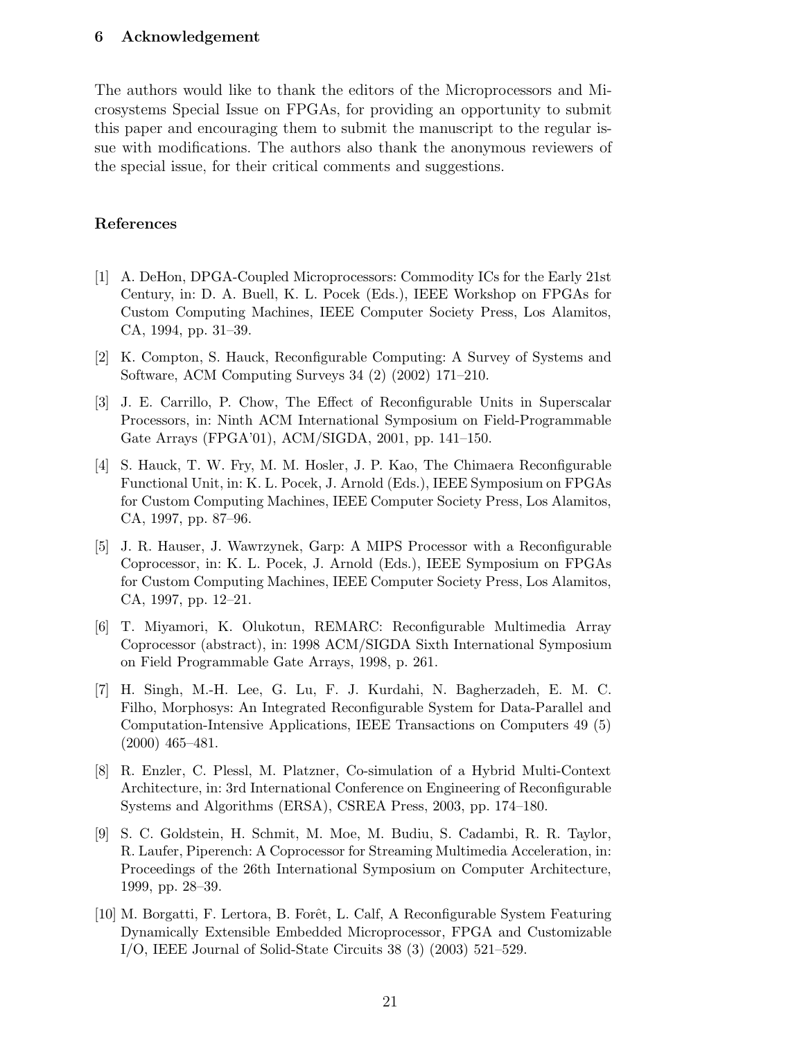## 6 Acknowledgement

The authors would like to thank the editors of the Microprocessors and Microsystems Special Issue on FPGAs, for providing an opportunity to submit this paper and encouraging them to submit the manuscript to the regular issue with modifications. The authors also thank the anonymous reviewers of the special issue, for their critical comments and suggestions.

## References

[1] A. DeHon, DPGA-Coupled Microprocessors: Commodity ICs for the Early 21st Century, in: D. A. Buell, K. L. Pocek (Eds.), IEEE Workshop on FPGAs for Custom Computing Machines, IEEE Computer Society Press, Los Alamitos, CA, 1994, pp. 31–39.

[2] K. Compton, S. Hauck, Reconfigurable Computing: A Survey of Systems and Software, ACM Computing Surveys 34 (2) (2002) 171–210.

[3] J. E. Carrillo, P. Chow, The Effect of Reconfigurable Units in Superscalar Processors, in: Ninth ACM International Symposium on Field-Programmable Gate Arrays (FPGA'01), ACM/SIGDA, 2001, pp. 141–150.

[4] S. Hauck, T. W. Fry, M. M. Hosler, J. P. Kao, The Chimaera Reconfigurable Functional Unit, in: K. L. Pocek, J. Arnold (Eds.), IEEE Symposium on FPGAs for Custom Computing Machines, IEEE Computer Society Press, Los Alamitos, CA, 1997, pp. 87–96.

[5] J. R. Hauser, J. Wawrzynek, Garp: A MIPS Processor with a Reconfigurable Coprocessor, in: K. L. Pocek, J. Arnold (Eds.), IEEE Symposium on FPGAs for Custom Computing Machines, IEEE Computer Society Press, Los Alamitos, CA, 1997, pp. 12–21.

[6] T. Miyamori, K. Olukotun, REMARC: Reconfigurable Multimedia Array Coprocessor (abstract), in: 1998 ACM/SIGDA Sixth International Symposium on Field Programmable Gate Arrays, 1998, p. 261.

[7] H. Singh, M.-H. Lee, G. Lu, F. J. Kurdahi, N. Bagherzadeh, E. M. C. Filho, Morphosys: An Integrated Reconfigurable System for Data-Parallel and Computation-Intensive Applications, IEEE Transactions on Computers 49 (5) (2000) 465–481.

[8] R. Enzler, C. Plessl, M. Platzner, Co-simulation of a Hybrid Multi-Context Architecture, in: 3rd International Conference on Engineering of Reconfigurable Systems and Algorithms (ERSA), CSREA Press, 2003, pp. 174–180.

[9] S. C. Goldstein, H. Schmit, M. Moe, M. Budiu, S. Cadambi, R. R. Taylor, R. Laufer, Piperench: A Coprocessor for Streaming Multimedia Acceleration, in: Proceedings of the 26th International Symposium on Computer Architecture, 1999, pp. 28–39.

[10] M. Borgatti, F. Lertora, B. Forêt, L. Calf, A Reconfigurable System Featuring Dynamically Extensible Embedded Microprocessor, FPGA and Customizable I/O, IEEE Journal of Solid-State Circuits 38 (3) (2003) 521–529.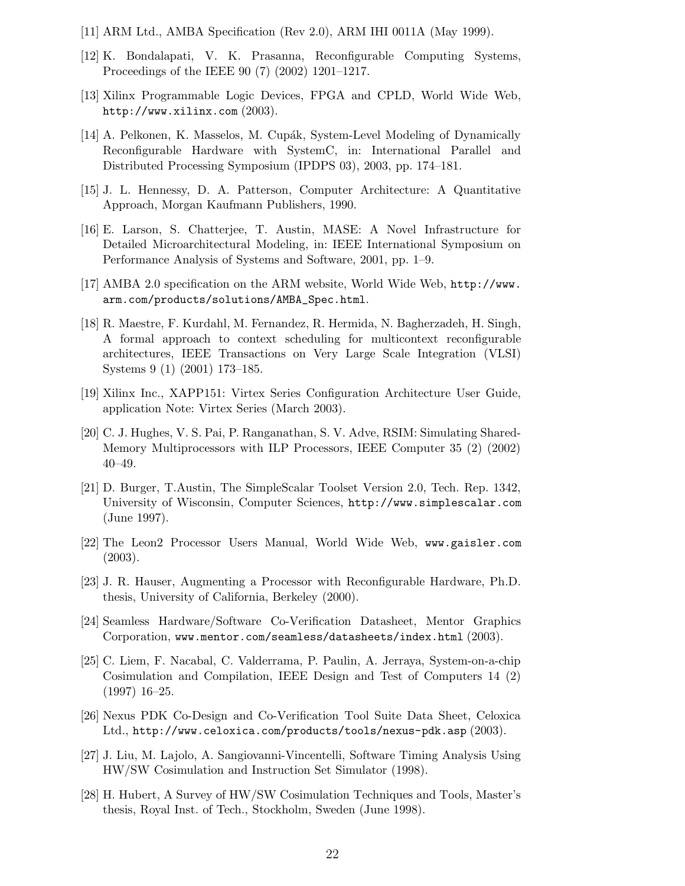[11] ARM Ltd., AMBA Specification (Rev 2.0), ARM IHI 0011A (May 1999).

[12] K. Bondalapati, V. K. Prasanna, Reconfigurable Computing Systems, Proceedings of the IEEE 90 (7) (2002) 1201–1217.

[13] Xilinx Programmable Logic Devices, FPGA and CPLD, World Wide Web, http://www.xilinx.com (2003).

[14] A. Pelkonen, K. Masselos, M. Cupák, System-Level Modeling of Dynamically Reconfigurable Hardware with SystemC, in: International Parallel and Distributed Processing Symposium (IPDPS 03), 2003, pp. 174–181.

[15] J. L. Hennessy, D. A. Patterson, Computer Architecture: A Quantitative Approach, Morgan Kaufmann Publishers, 1990.

[16] E. Larson, S. Chatterjee, T. Austin, MASE: A Novel Infrastructure for Detailed Microarchitectural Modeling, in: IEEE International Symposium on Performance Analysis of Systems and Software, 2001, pp. 1–9.

[17] AMBA 2.0 specification on the ARM website, World Wide Web, http://www.arm.com/products/solutions/AMBA_Spec.html.

[18] R. Maestre, F. Kurdahl, M. Fernandez, R. Hermida, N. Bagherzadeh, H. Singh, A formal approach to context scheduling for multicontext reconfigurable architectures, IEEE Transactions on Very Large Scale Integration (VLSI) Systems 9 (1) (2001) 173–185.

[19] Xilinx Inc., XAPP151: Virtex Series Configuration Architecture User Guide, application Note: Virtex Series (March 2003).

[20] C. J. Hughes, V. S. Pai, P. Ranganathan, S. V. Adve, RSIM: Simulating Shared-Memory Multiprocessors with ILP Processors, IEEE Computer 35 (2) (2002) 40–49.

[21] D. Burger, T.Austin, The SimpleScalar Toolset Version 2.0, Tech. Rep. 1342, University of Wisconsin, Computer Sciences, http://www.simplescalar.com (June 1997).

[22] The Leon2 Processor Users Manual, World Wide Web, www.gaisler.com (2003).

[23] J. R. Hauser, Augmenting a Processor with Reconfigurable Hardware, Ph.D. thesis, University of California, Berkeley (2000).

[24] Seamless Hardware/Software Co-Verification Datasheet, Mentor Graphics Corporation, www.mentor.com/seamless/datasheets/index.html (2003).

[25] C. Liem, F. Nacabal, C. Valderrama, P. Paulin, A. Jerraya, System-on-a-chip Cosimulation and Compilation, IEEE Design and Test of Computers 14 (2) (1997) 16–25.

[26] Nexus PDK Co-Design and Co-Verification Tool Suite Data Sheet, Celoxica Ltd., http://www.celoxica.com/products/tools/nexus-pdk.asp (2003).

[27] J. Liu, M. Lajolo, A. Sangiovanni-Vincentelli, Software Timing Analysis Using HW/SW Cosimulation and Instruction Set Simulator (1998).

[28] H. Hubert, A Survey of HW/SW Cosimulation Techniques and Tools, Master's thesis, Royal Inst. of Tech., Stockholm, Sweden (June 1998).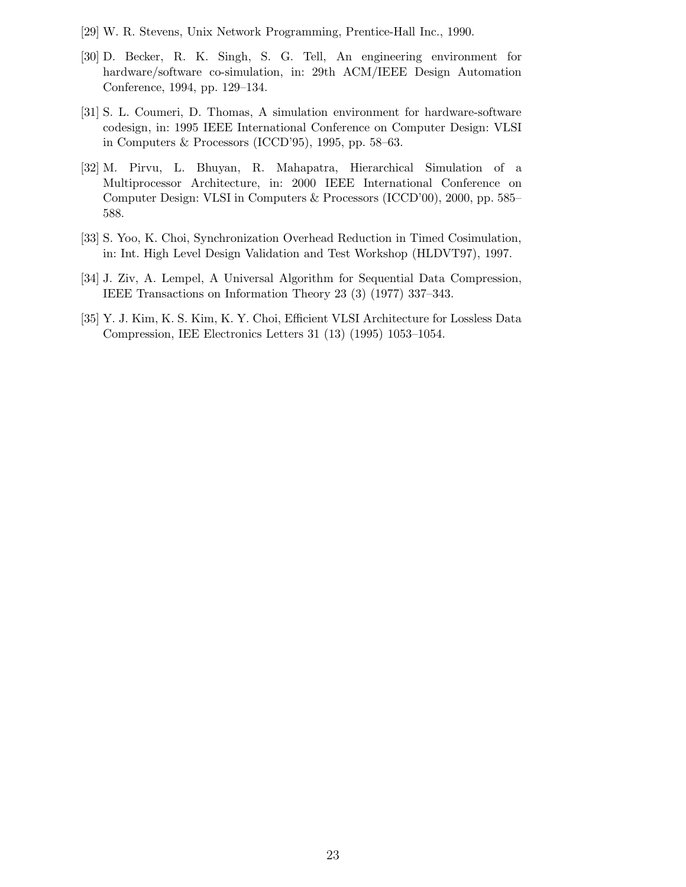[29] W. R. Stevens, Unix Network Programming, Prentice-Hall Inc., 1990.

[30] D. Becker, R. K. Singh, S. G. Tell, An engineering environment for hardware/software co-simulation, in: 29th ACM/IEEE Design Automation Conference, 1994, pp. 129–134.

[31] S. L. Coumeri, D. Thomas, A simulation environment for hardware-software codesign, in: 1995 IEEE International Conference on Computer Design: VLSI in Computers & Processors (ICCD'95), 1995, pp. 58–63.

[32] M. Pirvu, L. Bhuyan, R. Mahapatra, Hierarchical Simulation of a Multiprocessor Architecture, in: 2000 IEEE International Conference on Computer Design: VLSI in Computers & Processors (ICCD'00), 2000, pp. 585–588.

[33] S. Yoo, K. Choi, Synchronization Overhead Reduction in Timed Cosimulation, in: Int. High Level Design Validation and Test Workshop (HLDVT97), 1997.

[34] J. Ziv, A. Lempel, A Universal Algorithm for Sequential Data Compression, IEEE Transactions on Information Theory 23 (3) (1977) 337–343.

[35] Y. J. Kim, K. S. Kim, K. Y. Choi, Efficient VLSI Architecture for Lossless Data Compression, IEE Electronics Letters 31 (13) (1995) 1053–1054.